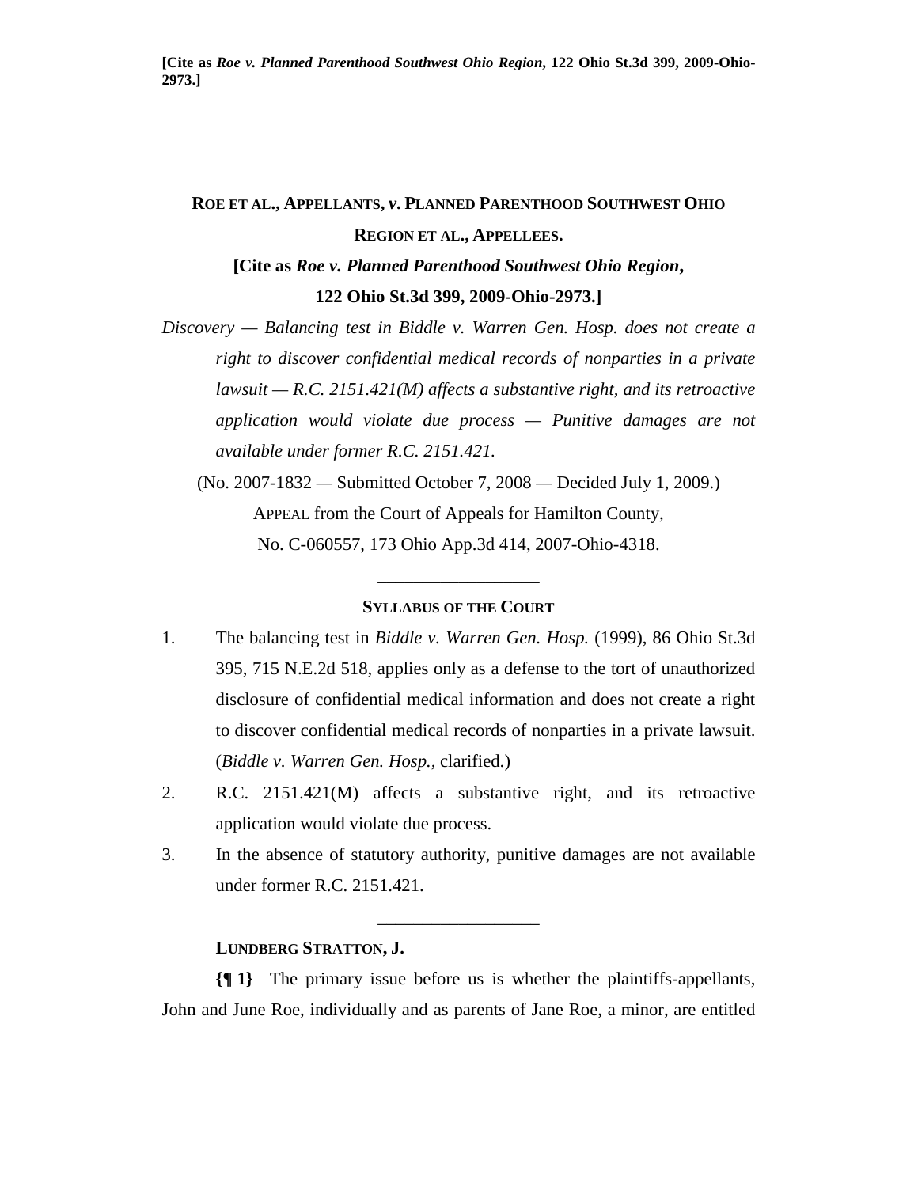**ROE ET AL., APPELLANTS, *v.* PLANNED PARENTHOOD SOUTHWEST OHIO REGION ET AL., APPELLEES.**

**[Cite as *Roe v. Planned Parenthood Southwest Ohio Region*, 122 Ohio St.3d 399, 2009-Ohio-2973.]**

*Discovery — Balancing test in Biddle v. Warren Gen. Hosp. does not create a right to discover confidential medical records of nonparties in a private lawsuit — R.C. 2151.421(M) affects a substantive right, and its retroactive application would violate due process — Punitive damages are not available under former R.C. 2151.421.*

(No. 2007-1832 — Submitted October 7, 2008 — Decided July 1, 2009.)

APPEAL from the Court of Appeals for Hamilton County,

No. C-060557, 173 Ohio App.3d 414, 2007-Ohio-4318.

---

**SYLLABUS OF THE COURT**

1. The balancing test in *Biddle v. Warren Gen. Hosp.* (1999), 86 Ohio St.3d 395, 715 N.E.2d 518, applies only as a defense to the tort of unauthorized disclosure of confidential medical information and does not create a right to discover confidential medical records of nonparties in a private lawsuit. (*Biddle v. Warren Gen. Hosp.,* clarified.)
2. R.C. 2151.421(M) affects a substantive right, and its retroactive application would violate due process.
3. In the absence of statutory authority, punitive damages are not available under former R.C. 2151.421.

---

**LUNDBERG STRATTON, J.**

**{¶ 1}** The primary issue before us is whether the plaintiffs-appellants, John and June Roe, individually and as parents of Jane Roe, a minor, are entitled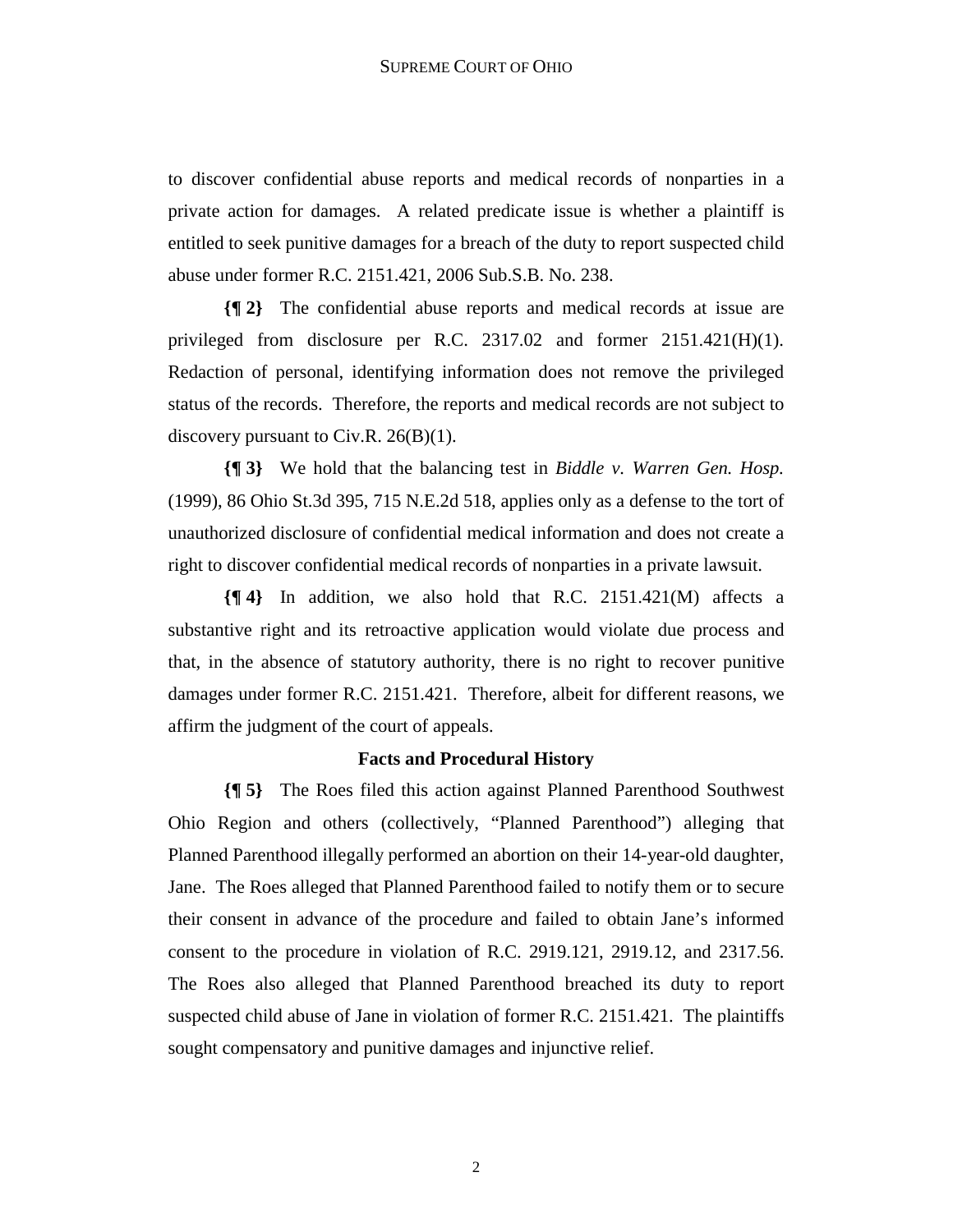to discover confidential abuse reports and medical records of nonparties in a private action for damages. A related predicate issue is whether a plaintiff is entitled to seek punitive damages for a breach of the duty to report suspected child abuse under former R.C. 2151.421, 2006 Sub.S.B. No. 238.

**{¶ 2}** The confidential abuse reports and medical records at issue are privileged from disclosure per R.C. 2317.02 and former 2151.421(H)(1). Redaction of personal, identifying information does not remove the privileged status of the records. Therefore, the reports and medical records are not subject to discovery pursuant to Civ.R. 26(B)(1).

**{¶ 3}** We hold that the balancing test in *Biddle v. Warren Gen. Hosp.* (1999), 86 Ohio St.3d 395, 715 N.E.2d 518, applies only as a defense to the tort of unauthorized disclosure of confidential medical information and does not create a right to discover confidential medical records of nonparties in a private lawsuit.

**{¶ 4}** In addition, we also hold that R.C. 2151.421(M) affects a substantive right and its retroactive application would violate due process and that, in the absence of statutory authority, there is no right to recover punitive damages under former R.C. 2151.421. Therefore, albeit for different reasons, we affirm the judgment of the court of appeals.

## Facts and Procedural History

**{¶ 5}** The Roes filed this action against Planned Parenthood Southwest Ohio Region and others (collectively, "Planned Parenthood") alleging that Planned Parenthood illegally performed an abortion on their 14-year-old daughter, Jane. The Roes alleged that Planned Parenthood failed to notify them or to secure their consent in advance of the procedure and failed to obtain Jane's informed consent to the procedure in violation of R.C. 2919.121, 2919.12, and 2317.56. The Roes also alleged that Planned Parenthood breached its duty to report suspected child abuse of Jane in violation of former R.C. 2151.421. The plaintiffs sought compensatory and punitive damages and injunctive relief.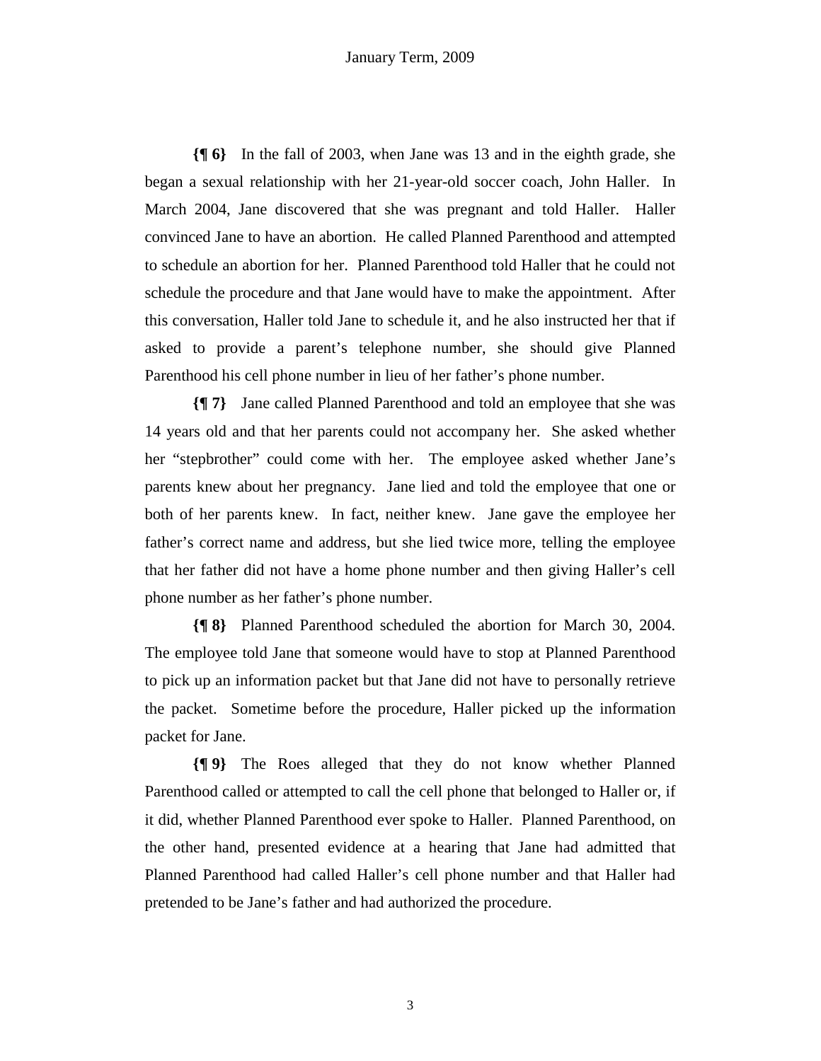**{¶ 6}** In the fall of 2003, when Jane was 13 and in the eighth grade, she began a sexual relationship with her 21-year-old soccer coach, John Haller. In March 2004, Jane discovered that she was pregnant and told Haller. Haller convinced Jane to have an abortion. He called Planned Parenthood and attempted to schedule an abortion for her. Planned Parenthood told Haller that he could not schedule the procedure and that Jane would have to make the appointment. After this conversation, Haller told Jane to schedule it, and he also instructed her that if asked to provide a parent's telephone number, she should give Planned Parenthood his cell phone number in lieu of her father's phone number.

**{¶ 7}** Jane called Planned Parenthood and told an employee that she was 14 years old and that her parents could not accompany her. She asked whether her "stepbrother" could come with her. The employee asked whether Jane's parents knew about her pregnancy. Jane lied and told the employee that one or both of her parents knew. In fact, neither knew. Jane gave the employee her father's correct name and address, but she lied twice more, telling the employee that her father did not have a home phone number and then giving Haller's cell phone number as her father's phone number.

**{¶ 8}** Planned Parenthood scheduled the abortion for March 30, 2004. The employee told Jane that someone would have to stop at Planned Parenthood to pick up an information packet but that Jane did not have to personally retrieve the packet. Sometime before the procedure, Haller picked up the information packet for Jane.

**{¶ 9}** The Roes alleged that they do not know whether Planned Parenthood called or attempted to call the cell phone that belonged to Haller or, if it did, whether Planned Parenthood ever spoke to Haller. Planned Parenthood, on the other hand, presented evidence at a hearing that Jane had admitted that Planned Parenthood had called Haller's cell phone number and that Haller had pretended to be Jane's father and had authorized the procedure.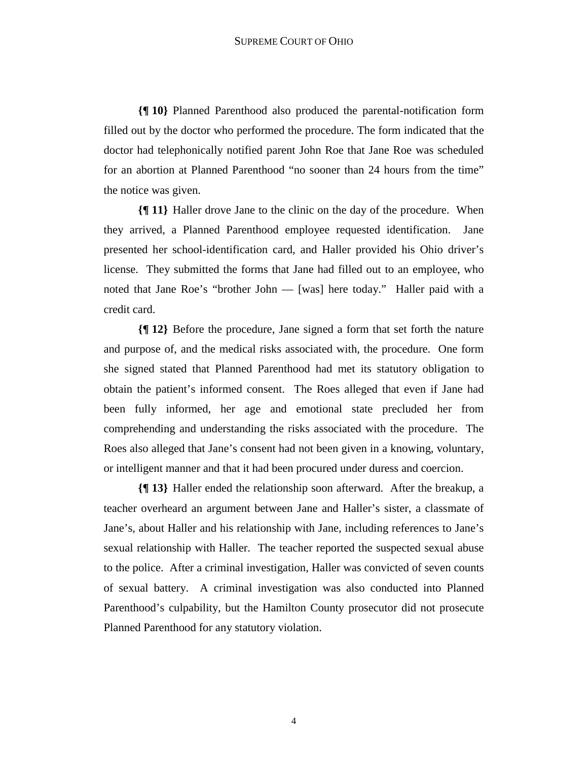**{¶ 10}** Planned Parenthood also produced the parental-notification form filled out by the doctor who performed the procedure. The form indicated that the doctor had telephonically notified parent John Roe that Jane Roe was scheduled for an abortion at Planned Parenthood "no sooner than 24 hours from the time" the notice was given.

**{¶ 11}** Haller drove Jane to the clinic on the day of the procedure. When they arrived, a Planned Parenthood employee requested identification. Jane presented her school-identification card, and Haller provided his Ohio driver's license. They submitted the forms that Jane had filled out to an employee, who noted that Jane Roe's "brother John — [was] here today." Haller paid with a credit card.

**{¶ 12}** Before the procedure, Jane signed a form that set forth the nature and purpose of, and the medical risks associated with, the procedure. One form she signed stated that Planned Parenthood had met its statutory obligation to obtain the patient's informed consent. The Roes alleged that even if Jane had been fully informed, her age and emotional state precluded her from comprehending and understanding the risks associated with the procedure. The Roes also alleged that Jane's consent had not been given in a knowing, voluntary, or intelligent manner and that it had been procured under duress and coercion.

**{¶ 13}** Haller ended the relationship soon afterward. After the breakup, a teacher overheard an argument between Jane and Haller's sister, a classmate of Jane's, about Haller and his relationship with Jane, including references to Jane's sexual relationship with Haller. The teacher reported the suspected sexual abuse to the police. After a criminal investigation, Haller was convicted of seven counts of sexual battery. A criminal investigation was also conducted into Planned Parenthood's culpability, but the Hamilton County prosecutor did not prosecute Planned Parenthood for any statutory violation.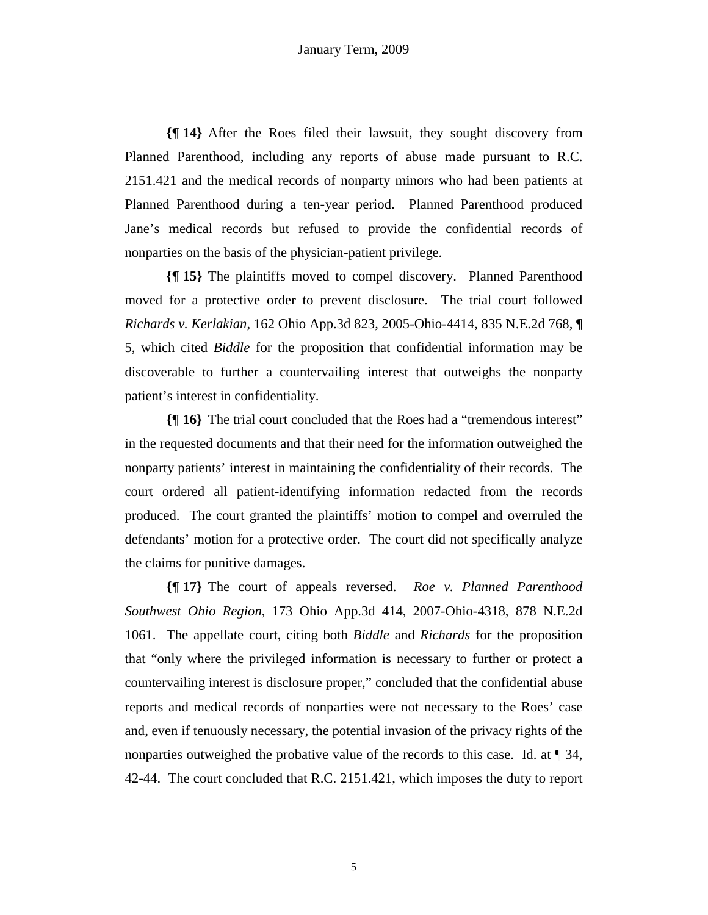**{¶ 14}** After the Roes filed their lawsuit, they sought discovery from Planned Parenthood, including any reports of abuse made pursuant to R.C. 2151.421 and the medical records of nonparty minors who had been patients at Planned Parenthood during a ten-year period. Planned Parenthood produced Jane's medical records but refused to provide the confidential records of nonparties on the basis of the physician-patient privilege.

**{¶ 15}** The plaintiffs moved to compel discovery. Planned Parenthood moved for a protective order to prevent disclosure. The trial court followed *Richards v. Kerlakian*, 162 Ohio App.3d 823, 2005-Ohio-4414, 835 N.E.2d 768, ¶ 5, which cited *Biddle* for the proposition that confidential information may be discoverable to further a countervailing interest that outweighs the nonparty patient's interest in confidentiality.

**{¶ 16}** The trial court concluded that the Roes had a "tremendous interest" in the requested documents and that their need for the information outweighed the nonparty patients' interest in maintaining the confidentiality of their records. The court ordered all patient-identifying information redacted from the records produced. The court granted the plaintiffs' motion to compel and overruled the defendants' motion for a protective order. The court did not specifically analyze the claims for punitive damages.

**{¶ 17}** The court of appeals reversed. *Roe v. Planned Parenthood Southwest Ohio Region*, 173 Ohio App.3d 414, 2007-Ohio-4318, 878 N.E.2d 1061. The appellate court, citing both *Biddle* and *Richards* for the proposition that "only where the privileged information is necessary to further or protect a countervailing interest is disclosure proper," concluded that the confidential abuse reports and medical records of nonparties were not necessary to the Roes' case and, even if tenuously necessary, the potential invasion of the privacy rights of the nonparties outweighed the probative value of the records to this case. Id. at ¶ 34, 42-44. The court concluded that R.C. 2151.421, which imposes the duty to report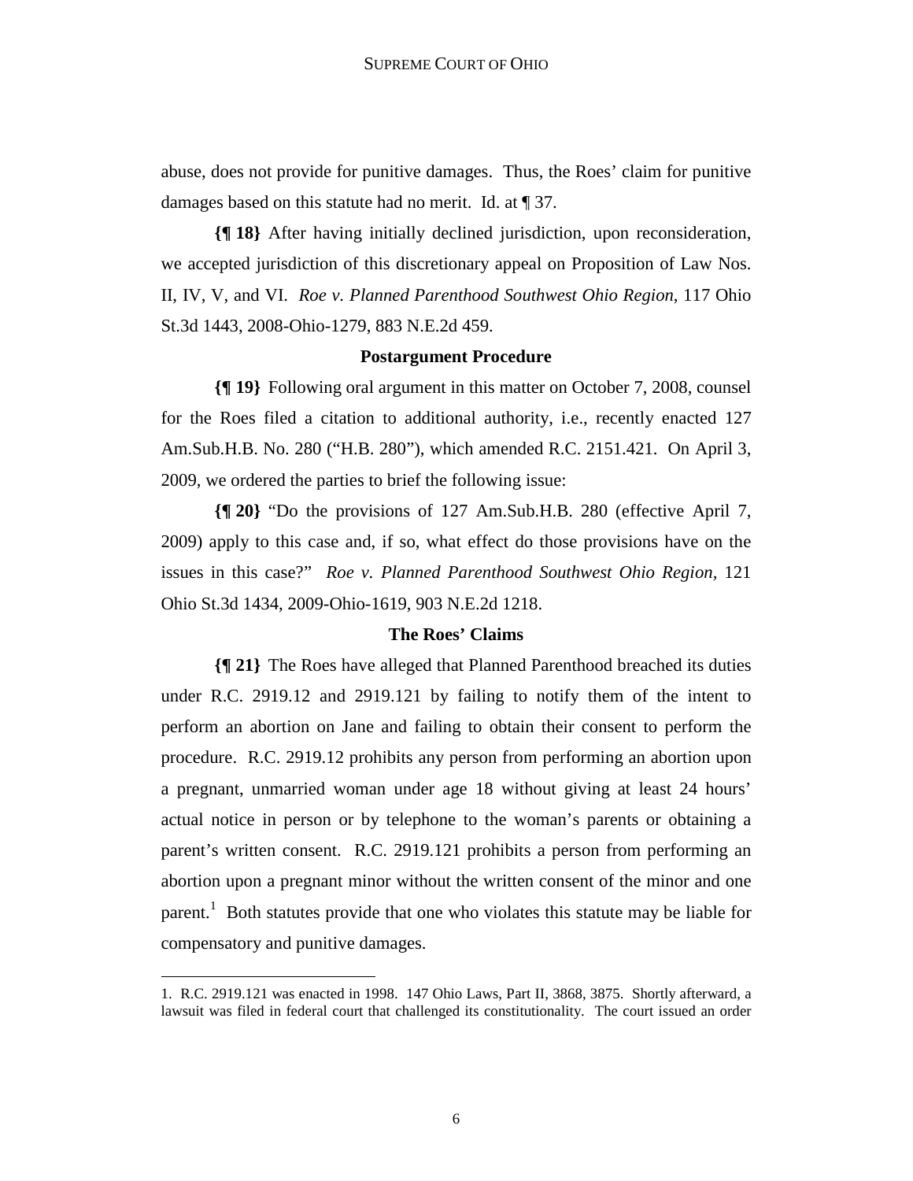abuse, does not provide for punitive damages. Thus, the Roes' claim for punitive damages based on this statute had no merit. Id. at ¶ 37.

**{¶ 18}** After having initially declined jurisdiction, upon reconsideration, we accepted jurisdiction of this discretionary appeal on Proposition of Law Nos. II, IV, V, and VI. *Roe v. Planned Parenthood Southwest Ohio Region*, 117 Ohio St.3d 1443, 2008-Ohio-1279, 883 N.E.2d 459.

### Postargument Procedure

**{¶ 19}** Following oral argument in this matter on October 7, 2008, counsel for the Roes filed a citation to additional authority, i.e., recently enacted 127 Am.Sub.H.B. No. 280 ("H.B. 280"), which amended R.C. 2151.421. On April 3, 2009, we ordered the parties to brief the following issue:

**{¶ 20}** "Do the provisions of 127 Am.Sub.H.B. 280 (effective April 7, 2009) apply to this case and, if so, what effect do those provisions have on the issues in this case?" *Roe v. Planned Parenthood Southwest Ohio Region*, 121 Ohio St.3d 1434, 2009-Ohio-1619, 903 N.E.2d 1218.

### The Roes' Claims

**{¶ 21}** The Roes have alleged that Planned Parenthood breached its duties under R.C. 2919.12 and 2919.121 by failing to notify them of the intent to perform an abortion on Jane and failing to obtain their consent to perform the procedure. R.C. 2919.12 prohibits any person from performing an abortion upon a pregnant, unmarried woman under age 18 without giving at least 24 hours' actual notice in person or by telephone to the woman's parents or obtaining a parent's written consent. R.C. 2919.121 prohibits a person from performing an abortion upon a pregnant minor without the written consent of the minor and one parent.[1] Both statutes provide that one who violates this statute may be liable for compensatory and punitive damages.

---

1. R.C. 2919.121 was enacted in 1998. 147 Ohio Laws, Part II, 3868, 3875. Shortly afterward, a lawsuit was filed in federal court that challenged its constitutionality. The court issued an order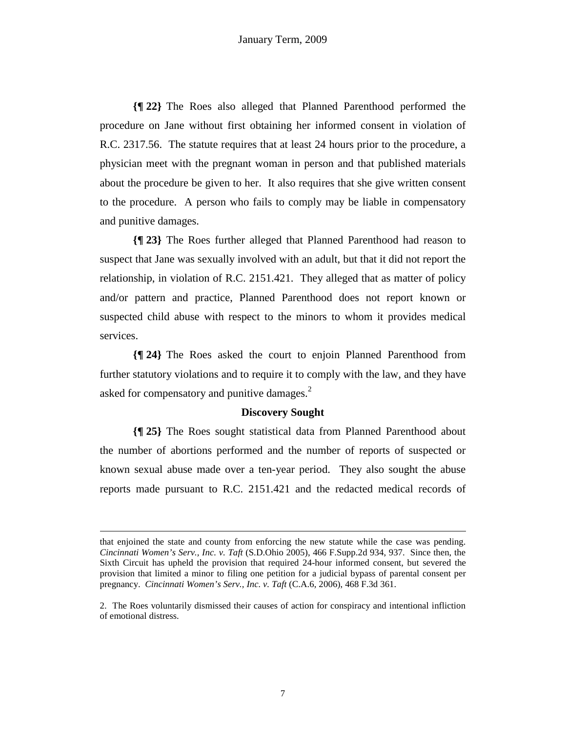**{¶ 22}** The Roes also alleged that Planned Parenthood performed the procedure on Jane without first obtaining her informed consent in violation of R.C. 2317.56. The statute requires that at least 24 hours prior to the procedure, a physician meet with the pregnant woman in person and that published materials about the procedure be given to her. It also requires that she give written consent to the procedure. A person who fails to comply may be liable in compensatory and punitive damages.

**{¶ 23}** The Roes further alleged that Planned Parenthood had reason to suspect that Jane was sexually involved with an adult, but that it did not report the relationship, in violation of R.C. 2151.421. They alleged that as matter of policy and/or pattern and practice, Planned Parenthood does not report known or suspected child abuse with respect to the minors to whom it provides medical services.

**{¶ 24}** The Roes asked the court to enjoin Planned Parenthood from further statutory violations and to require it to comply with the law, and they have asked for compensatory and punitive damages.[2]

**Discovery Sought**

**{¶ 25}** The Roes sought statistical data from Planned Parenthood about the number of abortions performed and the number of reports of suspected or known sexual abuse made over a ten-year period. They also sought the abuse reports made pursuant to R.C. 2151.421 and the redacted medical records of

---

that enjoined the state and county from enforcing the new statute while the case was pending. *Cincinnati Women's Serv., Inc. v. Taft* (S.D.Ohio 2005), 466 F.Supp.2d 934, 937. Since then, the Sixth Circuit has upheld the provision that required 24-hour informed consent, but severed the provision that limited a minor to filing one petition for a judicial bypass of parental consent per pregnancy. *Cincinnati Women's Serv., Inc. v. Taft* (C.A.6, 2006), 468 F.3d 361.

2. The Roes voluntarily dismissed their causes of action for conspiracy and intentional infliction of emotional distress.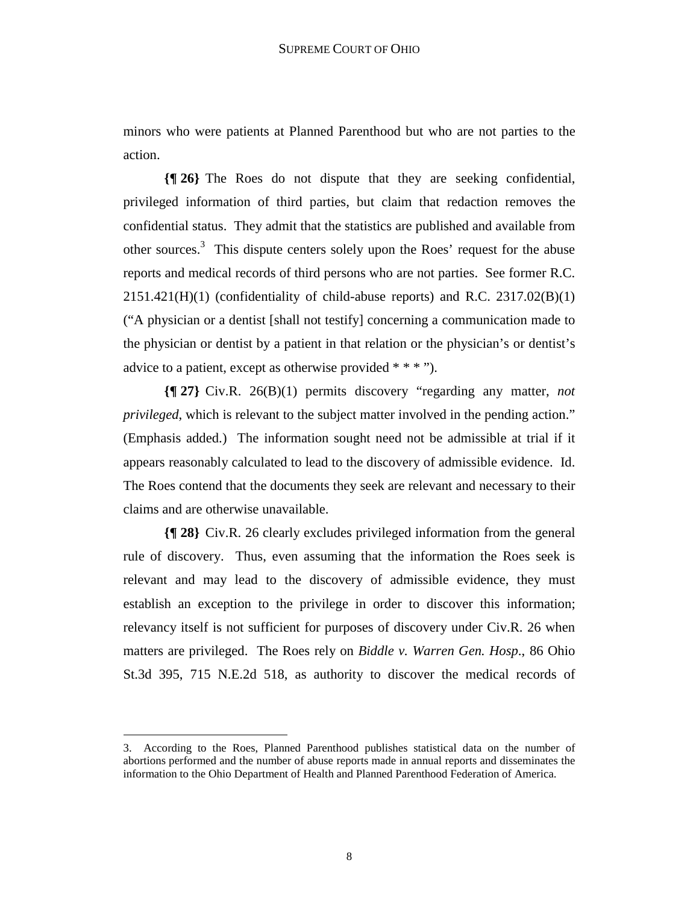minors who were patients at Planned Parenthood but who are not parties to the action.

**{¶ 26}** The Roes do not dispute that they are seeking confidential, privileged information of third parties, but claim that redaction removes the confidential status. They admit that the statistics are published and available from other sources.[3] This dispute centers solely upon the Roes' request for the abuse reports and medical records of third persons who are not parties. See former R.C. 2151.421(H)(1) (confidentiality of child-abuse reports) and R.C. 2317.02(B)(1) ("A physician or a dentist [shall not testify] concerning a communication made to the physician or dentist by a patient in that relation or the physician's or dentist's advice to a patient, except as otherwise provided * * * ").

**{¶ 27}** Civ.R. 26(B)(1) permits discovery "regarding any matter, *not privileged*, which is relevant to the subject matter involved in the pending action." (Emphasis added.) The information sought need not be admissible at trial if it appears reasonably calculated to lead to the discovery of admissible evidence. Id. The Roes contend that the documents they seek are relevant and necessary to their claims and are otherwise unavailable.

**{¶ 28}** Civ.R. 26 clearly excludes privileged information from the general rule of discovery. Thus, even assuming that the information the Roes seek is relevant and may lead to the discovery of admissible evidence, they must establish an exception to the privilege in order to discover this information; relevancy itself is not sufficient for purposes of discovery under Civ.R. 26 when matters are privileged. The Roes rely on *Biddle v. Warren Gen. Hosp.*, 86 Ohio St.3d 395, 715 N.E.2d 518, as authority to discover the medical records of

---

3. According to the Roes, Planned Parenthood publishes statistical data on the number of abortions performed and the number of abuse reports made in annual reports and disseminates the information to the Ohio Department of Health and Planned Parenthood Federation of America.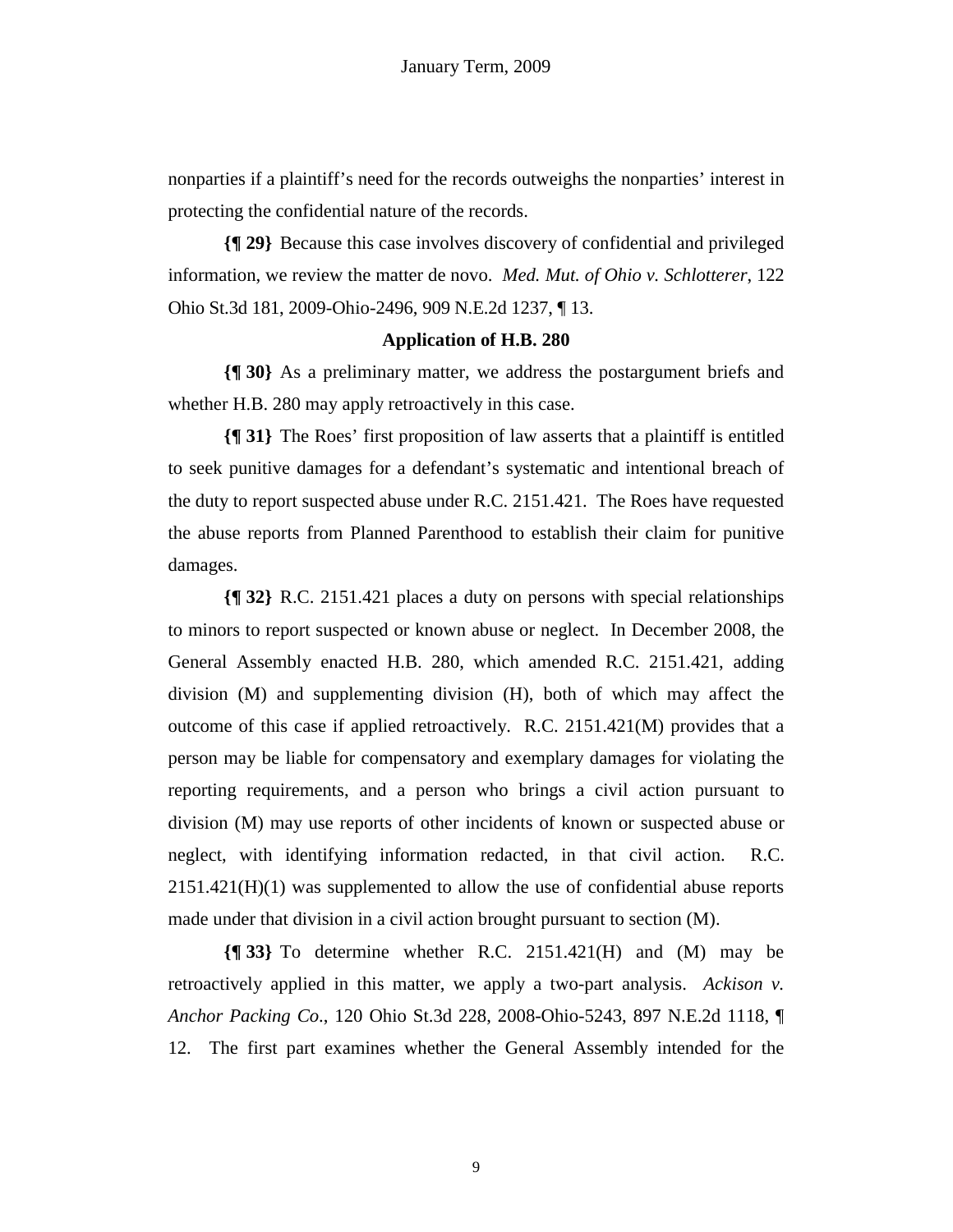nonparties if a plaintiff's need for the records outweighs the nonparties' interest in protecting the confidential nature of the records.

**{¶ 29}** Because this case involves discovery of confidential and privileged information, we review the matter de novo. *Med. Mut. of Ohio v. Schlotterer*, 122 Ohio St.3d 181, 2009-Ohio-2496, 909 N.E.2d 1237, ¶ 13.

**Application of H.B. 280**

**{¶ 30}** As a preliminary matter, we address the postargument briefs and whether H.B. 280 may apply retroactively in this case.

**{¶ 31}** The Roes' first proposition of law asserts that a plaintiff is entitled to seek punitive damages for a defendant's systematic and intentional breach of the duty to report suspected abuse under R.C. 2151.421. The Roes have requested the abuse reports from Planned Parenthood to establish their claim for punitive damages.

**{¶ 32}** R.C. 2151.421 places a duty on persons with special relationships to minors to report suspected or known abuse or neglect. In December 2008, the General Assembly enacted H.B. 280, which amended R.C. 2151.421, adding division (M) and supplementing division (H), both of which may affect the outcome of this case if applied retroactively. R.C. 2151.421(M) provides that a person may be liable for compensatory and exemplary damages for violating the reporting requirements, and a person who brings a civil action pursuant to division (M) may use reports of other incidents of known or suspected abuse or neglect, with identifying information redacted, in that civil action. R.C. 2151.421(H)(1) was supplemented to allow the use of confidential abuse reports made under that division in a civil action brought pursuant to section (M).

**{¶ 33}** To determine whether R.C. 2151.421(H) and (M) may be retroactively applied in this matter, we apply a two-part analysis. *Ackison v. Anchor Packing Co*., 120 Ohio St.3d 228, 2008-Ohio-5243, 897 N.E.2d 1118, ¶ 12. The first part examines whether the General Assembly intended for the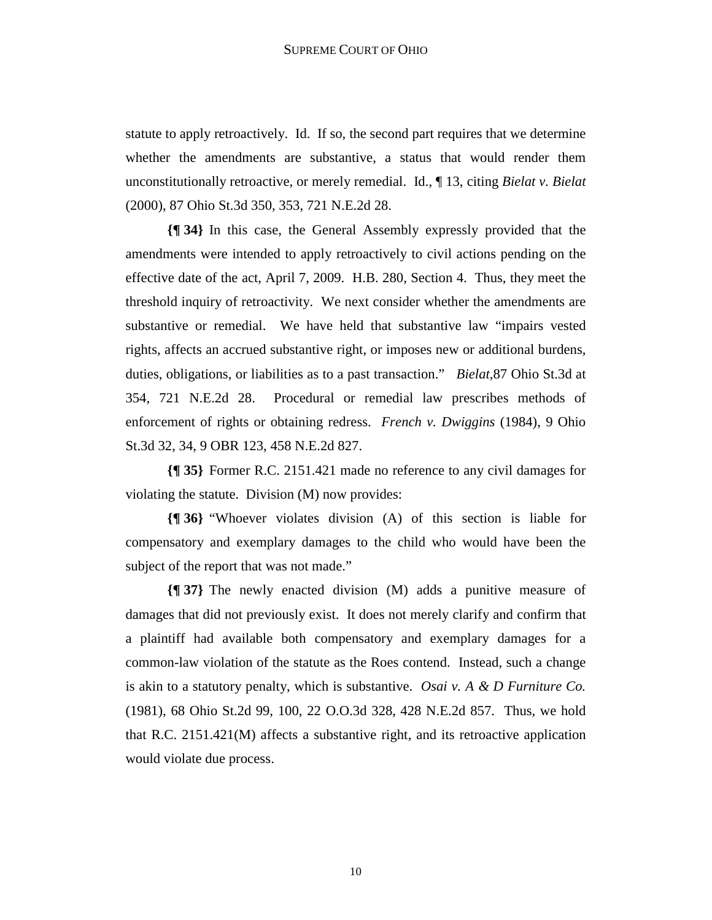statute to apply retroactively. Id. If so, the second part requires that we determine whether the amendments are substantive, a status that would render them unconstitutionally retroactive, or merely remedial. Id., ¶ 13, citing *Bielat v. Bielat* (2000), 87 Ohio St.3d 350, 353, 721 N.E.2d 28.

**{¶ 34}** In this case, the General Assembly expressly provided that the amendments were intended to apply retroactively to civil actions pending on the effective date of the act, April 7, 2009. H.B. 280, Section 4. Thus, they meet the threshold inquiry of retroactivity. We next consider whether the amendments are substantive or remedial. We have held that substantive law "impairs vested rights, affects an accrued substantive right, or imposes new or additional burdens, duties, obligations, or liabilities as to a past transaction." *Bielat*,87 Ohio St.3d at 354, 721 N.E.2d 28. Procedural or remedial law prescribes methods of enforcement of rights or obtaining redress. *French v. Dwiggins* (1984), 9 Ohio St.3d 32, 34, 9 OBR 123, 458 N.E.2d 827.

**{¶ 35}** Former R.C. 2151.421 made no reference to any civil damages for violating the statute. Division (M) now provides:

**{¶ 36}** "Whoever violates division (A) of this section is liable for compensatory and exemplary damages to the child who would have been the subject of the report that was not made."

**{¶ 37}** The newly enacted division (M) adds a punitive measure of damages that did not previously exist. It does not merely clarify and confirm that a plaintiff had available both compensatory and exemplary damages for a common-law violation of the statute as the Roes contend. Instead, such a change is akin to a statutory penalty, which is substantive. *Osai v. A & D Furniture Co.* (1981), 68 Ohio St.2d 99, 100, 22 O.O.3d 328, 428 N.E.2d 857. Thus, we hold that R.C. 2151.421(M) affects a substantive right, and its retroactive application would violate due process.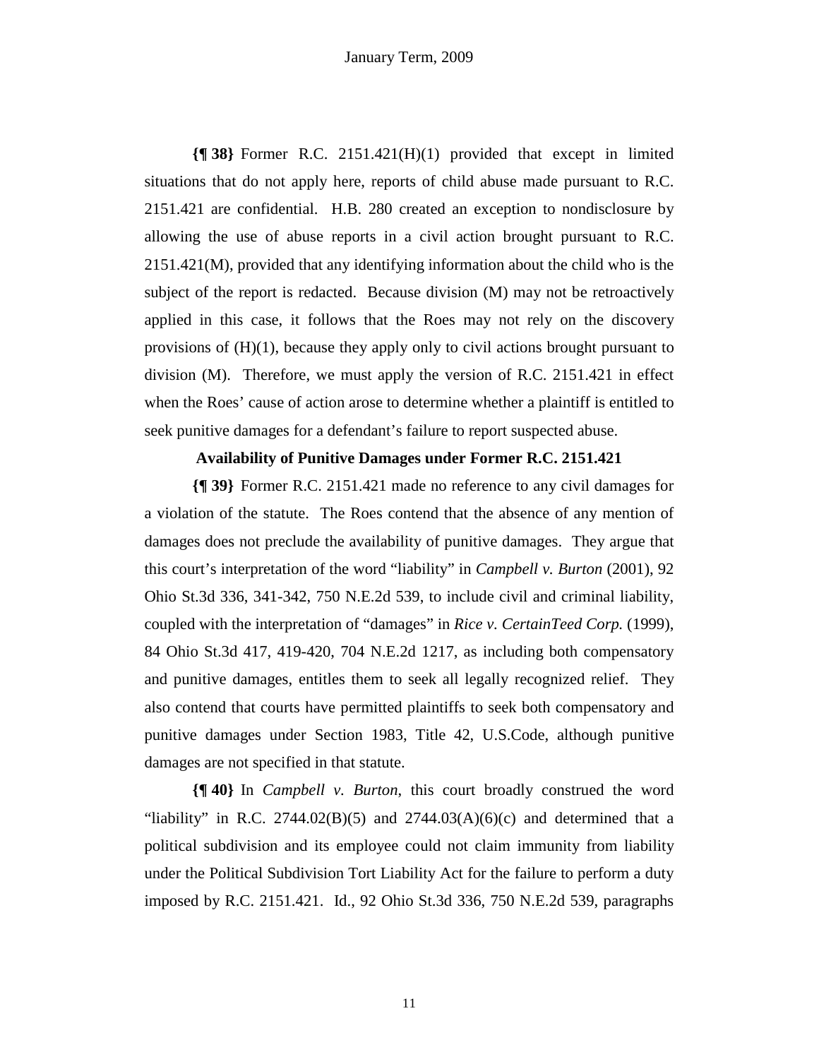**{¶ 38}** Former R.C. 2151.421(H)(1) provided that except in limited situations that do not apply here, reports of child abuse made pursuant to R.C. 2151.421 are confidential. H.B. 280 created an exception to nondisclosure by allowing the use of abuse reports in a civil action brought pursuant to R.C. 2151.421(M), provided that any identifying information about the child who is the subject of the report is redacted. Because division (M) may not be retroactively applied in this case, it follows that the Roes may not rely on the discovery provisions of (H)(1), because they apply only to civil actions brought pursuant to division (M). Therefore, we must apply the version of R.C. 2151.421 in effect when the Roes' cause of action arose to determine whether a plaintiff is entitled to seek punitive damages for a defendant's failure to report suspected abuse.

**Availability of Punitive Damages under Former R.C. 2151.421**

**{¶ 39}** Former R.C. 2151.421 made no reference to any civil damages for a violation of the statute. The Roes contend that the absence of any mention of damages does not preclude the availability of punitive damages. They argue that this court's interpretation of the word "liability" in *Campbell v. Burton* (2001), 92 Ohio St.3d 336, 341-342, 750 N.E.2d 539, to include civil and criminal liability, coupled with the interpretation of "damages" in *Rice v. CertainTeed Corp.* (1999), 84 Ohio St.3d 417, 419-420, 704 N.E.2d 1217, as including both compensatory and punitive damages, entitles them to seek all legally recognized relief. They also contend that courts have permitted plaintiffs to seek both compensatory and punitive damages under Section 1983, Title 42, U.S.Code, although punitive damages are not specified in that statute.

**{¶ 40}** In *Campbell v. Burton*, this court broadly construed the word "liability" in R.C. 2744.02(B)(5) and 2744.03(A)(6)(c) and determined that a political subdivision and its employee could not claim immunity from liability under the Political Subdivision Tort Liability Act for the failure to perform a duty imposed by R.C. 2151.421. Id., 92 Ohio St.3d 336, 750 N.E.2d 539, paragraphs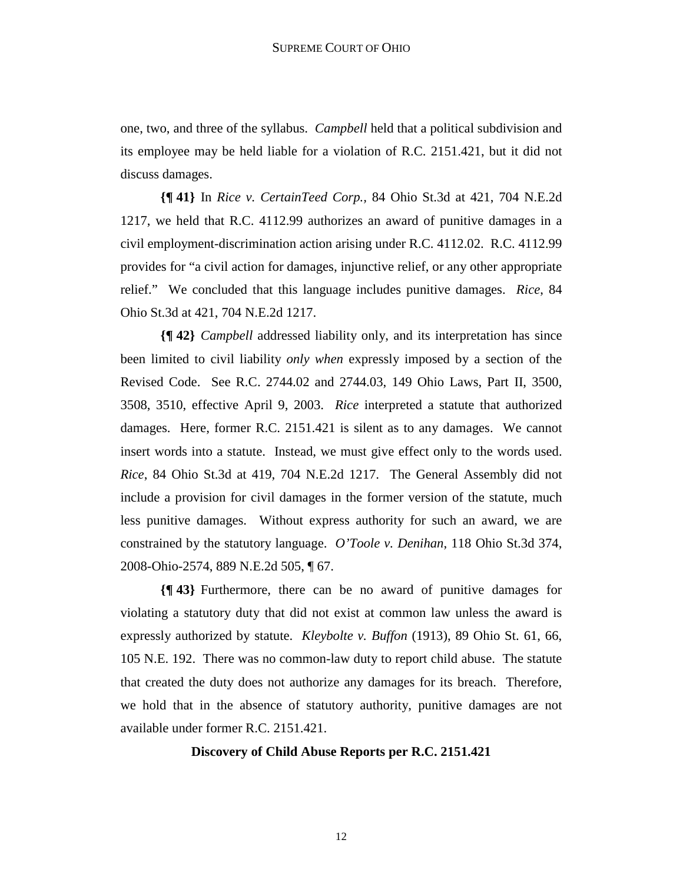one, two, and three of the syllabus. *Campbell* held that a political subdivision and its employee may be held liable for a violation of R.C. 2151.421, but it did not discuss damages.

**{¶ 41}** In *Rice v. CertainTeed Corp.*, 84 Ohio St.3d at 421, 704 N.E.2d 1217, we held that R.C. 4112.99 authorizes an award of punitive damages in a civil employment-discrimination action arising under R.C. 4112.02. R.C. 4112.99 provides for "a civil action for damages, injunctive relief, or any other appropriate relief." We concluded that this language includes punitive damages. *Rice*, 84 Ohio St.3d at 421, 704 N.E.2d 1217.

**{¶ 42}** *Campbell* addressed liability only, and its interpretation has since been limited to civil liability *only when* expressly imposed by a section of the Revised Code. See R.C. 2744.02 and 2744.03, 149 Ohio Laws, Part II, 3500, 3508, 3510, effective April 9, 2003. *Rice* interpreted a statute that authorized damages. Here, former R.C. 2151.421 is silent as to any damages. We cannot insert words into a statute. Instead, we must give effect only to the words used. *Rice*, 84 Ohio St.3d at 419, 704 N.E.2d 1217. The General Assembly did not include a provision for civil damages in the former version of the statute, much less punitive damages. Without express authority for such an award, we are constrained by the statutory language. *O'Toole v. Denihan*, 118 Ohio St.3d 374, 2008-Ohio-2574, 889 N.E.2d 505, ¶ 67.

**{¶ 43}** Furthermore, there can be no award of punitive damages for violating a statutory duty that did not exist at common law unless the award is expressly authorized by statute. *Kleybolte v. Buffon* (1913), 89 Ohio St. 61, 66, 105 N.E. 192. There was no common-law duty to report child abuse. The statute that created the duty does not authorize any damages for its breach. Therefore, we hold that in the absence of statutory authority, punitive damages are not available under former R.C. 2151.421.

**Discovery of Child Abuse Reports per R.C. 2151.421**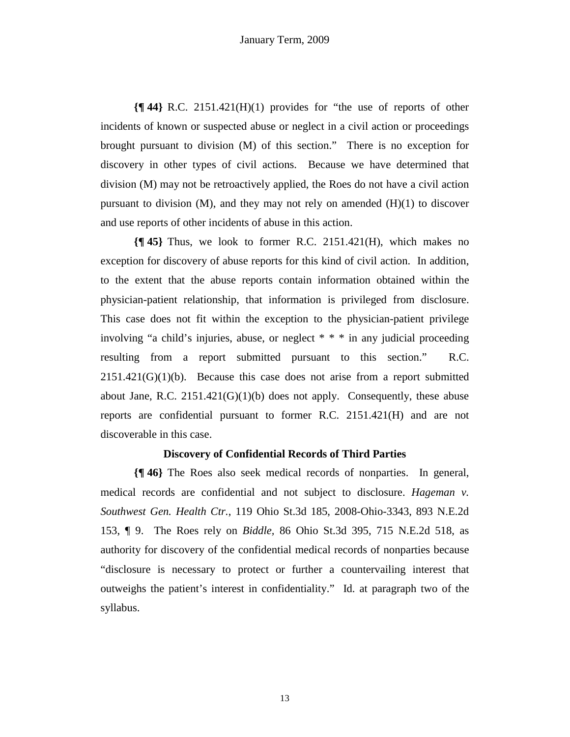**{¶ 44}** R.C. 2151.421(H)(1) provides for "the use of reports of other incidents of known or suspected abuse or neglect in a civil action or proceedings brought pursuant to division (M) of this section." There is no exception for discovery in other types of civil actions. Because we have determined that division (M) may not be retroactively applied, the Roes do not have a civil action pursuant to division (M), and they may not rely on amended (H)(1) to discover and use reports of other incidents of abuse in this action.

**{¶ 45}** Thus, we look to former R.C. 2151.421(H), which makes no exception for discovery of abuse reports for this kind of civil action. In addition, to the extent that the abuse reports contain information obtained within the physician-patient relationship, that information is privileged from disclosure. This case does not fit within the exception to the physician-patient privilege involving "a child's injuries, abuse, or neglect * * * in any judicial proceeding resulting from a report submitted pursuant to this section." R.C. 2151.421(G)(1)(b). Because this case does not arise from a report submitted about Jane, R.C. 2151.421(G)(1)(b) does not apply. Consequently, these abuse reports are confidential pursuant to former R.C. 2151.421(H) and are not discoverable in this case.

**Discovery of Confidential Records of Third Parties**

**{¶ 46}** The Roes also seek medical records of nonparties. In general, medical records are confidential and not subject to disclosure. *Hageman v. Southwest Gen. Health Ctr.*, 119 Ohio St.3d 185, 2008-Ohio-3343, 893 N.E.2d 153, ¶ 9. The Roes rely on *Biddle*, 86 Ohio St.3d 395, 715 N.E.2d 518, as authority for discovery of the confidential medical records of nonparties because "disclosure is necessary to protect or further a countervailing interest that outweighs the patient's interest in confidentiality." Id. at paragraph two of the syllabus.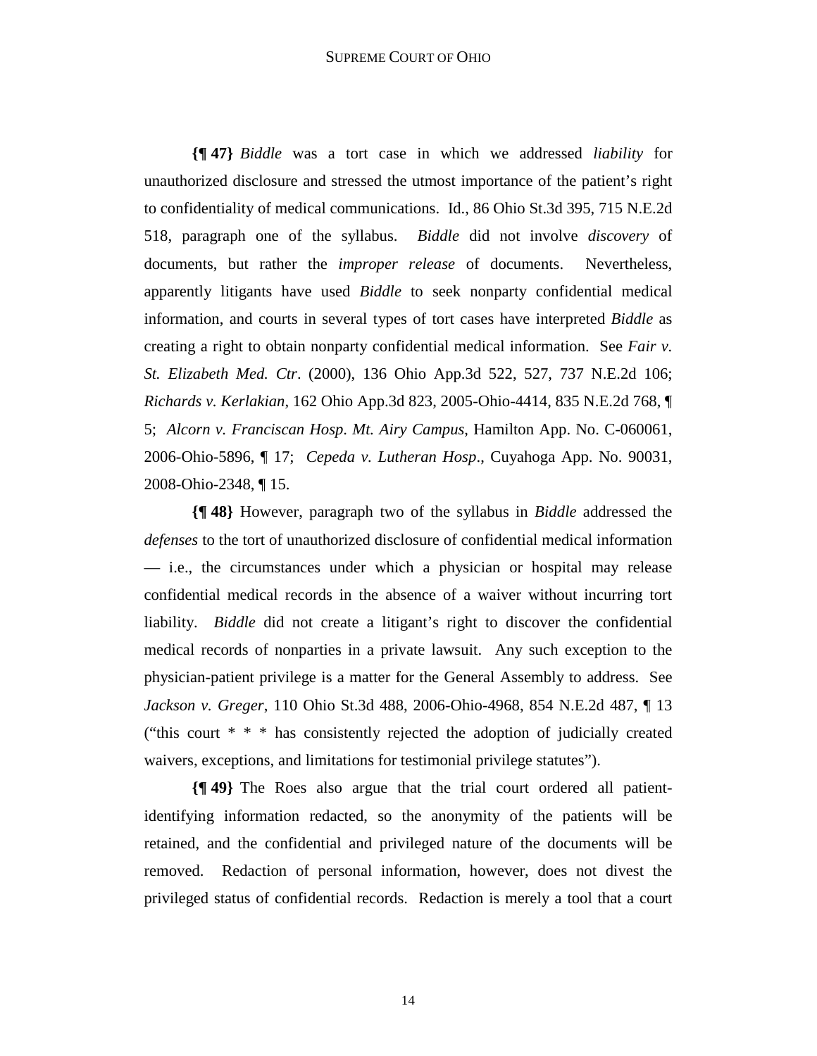**{¶ 47}** *Biddle* was a tort case in which we addressed *liability* for unauthorized disclosure and stressed the utmost importance of the patient's right to confidentiality of medical communications. Id., 86 Ohio St.3d 395, 715 N.E.2d 518, paragraph one of the syllabus. *Biddle* did not involve *discovery* of documents, but rather the *improper release* of documents. Nevertheless, apparently litigants have used *Biddle* to seek nonparty confidential medical information, and courts in several types of tort cases have interpreted *Biddle* as creating a right to obtain nonparty confidential medical information. See *Fair v. St. Elizabeth Med. Ctr*. (2000), 136 Ohio App.3d 522, 527, 737 N.E.2d 106; *Richards v. Kerlakian*, 162 Ohio App.3d 823, 2005-Ohio-4414, 835 N.E.2d 768, ¶ 5; *Alcorn v. Franciscan Hosp. Mt. Airy Campus*, Hamilton App. No. C-060061, 2006-Ohio-5896, ¶ 17; *Cepeda v. Lutheran Hosp*., Cuyahoga App. No. 90031, 2008-Ohio-2348, ¶ 15.

**{¶ 48}** However, paragraph two of the syllabus in *Biddle* addressed the *defenses* to the tort of unauthorized disclosure of confidential medical information — i.e., the circumstances under which a physician or hospital may release confidential medical records in the absence of a waiver without incurring tort liability. *Biddle* did not create a litigant's right to discover the confidential medical records of nonparties in a private lawsuit. Any such exception to the physician-patient privilege is a matter for the General Assembly to address. See *Jackson v. Greger*, 110 Ohio St.3d 488, 2006-Ohio-4968, 854 N.E.2d 487, ¶ 13 ("this court * * * has consistently rejected the adoption of judicially created waivers, exceptions, and limitations for testimonial privilege statutes").

**{¶ 49}** The Roes also argue that the trial court ordered all patient-identifying information redacted, so the anonymity of the patients will be retained, and the confidential and privileged nature of the documents will be removed. Redaction of personal information, however, does not divest the privileged status of confidential records. Redaction is merely a tool that a court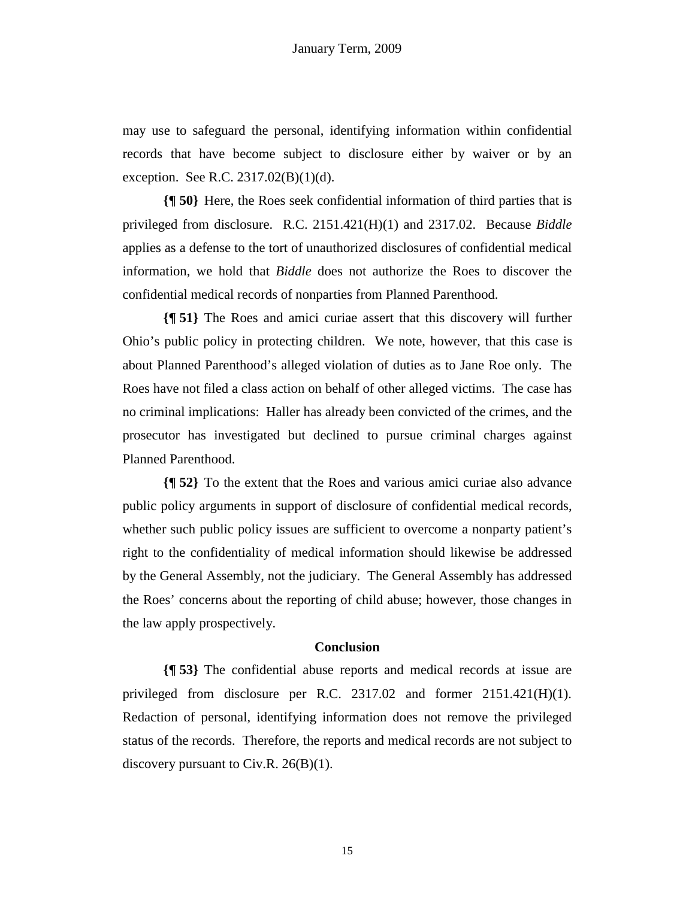may use to safeguard the personal, identifying information within confidential records that have become subject to disclosure either by waiver or by an exception. See R.C. 2317.02(B)(1)(d).

**{¶ 50}** Here, the Roes seek confidential information of third parties that is privileged from disclosure. R.C. 2151.421(H)(1) and 2317.02. Because *Biddle* applies as a defense to the tort of unauthorized disclosures of confidential medical information, we hold that *Biddle* does not authorize the Roes to discover the confidential medical records of nonparties from Planned Parenthood.

**{¶ 51}** The Roes and amici curiae assert that this discovery will further Ohio's public policy in protecting children. We note, however, that this case is about Planned Parenthood's alleged violation of duties as to Jane Roe only. The Roes have not filed a class action on behalf of other alleged victims. The case has no criminal implications: Haller has already been convicted of the crimes, and the prosecutor has investigated but declined to pursue criminal charges against Planned Parenthood.

**{¶ 52}** To the extent that the Roes and various amici curiae also advance public policy arguments in support of disclosure of confidential medical records, whether such public policy issues are sufficient to overcome a nonparty patient's right to the confidentiality of medical information should likewise be addressed by the General Assembly, not the judiciary. The General Assembly has addressed the Roes' concerns about the reporting of child abuse; however, those changes in the law apply prospectively.

## Conclusion

**{¶ 53}** The confidential abuse reports and medical records at issue are privileged from disclosure per R.C. 2317.02 and former 2151.421(H)(1). Redaction of personal, identifying information does not remove the privileged status of the records. Therefore, the reports and medical records are not subject to discovery pursuant to Civ.R. 26(B)(1).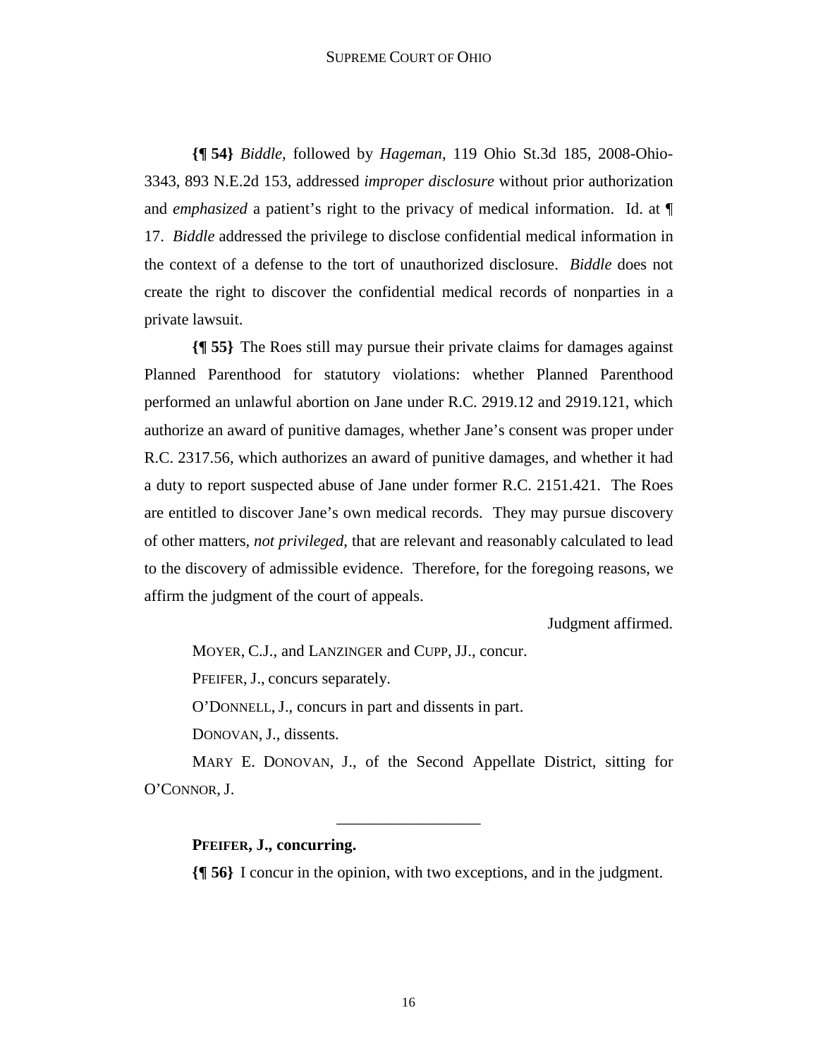**{¶ 54}** *Biddle*, followed by *Hageman*, 119 Ohio St.3d 185, 2008-Ohio-3343, 893 N.E.2d 153, addressed *improper disclosure* without prior authorization and *emphasized* a patient's right to the privacy of medical information. Id. at ¶ 17. *Biddle* addressed the privilege to disclose confidential medical information in the context of a defense to the tort of unauthorized disclosure. *Biddle* does not create the right to discover the confidential medical records of nonparties in a private lawsuit.

**{¶ 55}** The Roes still may pursue their private claims for damages against Planned Parenthood for statutory violations: whether Planned Parenthood performed an unlawful abortion on Jane under R.C. 2919.12 and 2919.121, which authorize an award of punitive damages, whether Jane's consent was proper under R.C. 2317.56, which authorizes an award of punitive damages, and whether it had a duty to report suspected abuse of Jane under former R.C. 2151.421. The Roes are entitled to discover Jane's own medical records. They may pursue discovery of other matters, *not privileged*, that are relevant and reasonably calculated to lead to the discovery of admissible evidence. Therefore, for the foregoing reasons, we affirm the judgment of the court of appeals.

Judgment affirmed.

MOYER, C.J., and LANZINGER and CUPP, JJ., concur.

PFEIFER, J., concurs separately.

O'DONNELL, J., concurs in part and dissents in part.

DONOVAN, J., dissents.

MARY E. DONOVAN, J., of the Second Appellate District, sitting for O'CONNOR, J.

---

**PFEIFER, J., concurring.**

**{¶ 56}** I concur in the opinion, with two exceptions, and in the judgment.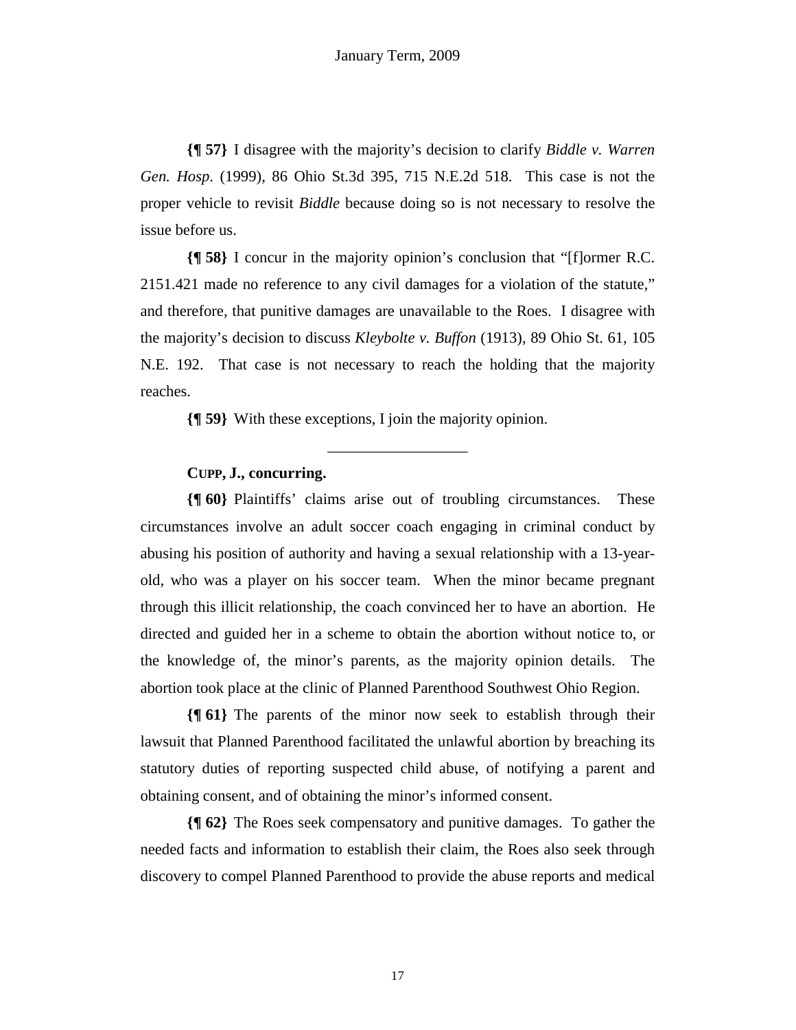**{¶ 57}** I disagree with the majority's decision to clarify *Biddle v. Warren Gen. Hosp.* (1999), 86 Ohio St.3d 395, 715 N.E.2d 518. This case is not the proper vehicle to revisit *Biddle* because doing so is not necessary to resolve the issue before us.

**{¶ 58}** I concur in the majority opinion's conclusion that "[f]ormer R.C. 2151.421 made no reference to any civil damages for a violation of the statute," and therefore, that punitive damages are unavailable to the Roes. I disagree with the majority's decision to discuss *Kleybolte v. Buffon* (1913), 89 Ohio St. 61, 105 N.E. 192. That case is not necessary to reach the holding that the majority reaches.

**{¶ 59}** With these exceptions, I join the majority opinion.

---

**CUPP, J., concurring.**

**{¶ 60}** Plaintiffs' claims arise out of troubling circumstances. These circumstances involve an adult soccer coach engaging in criminal conduct by abusing his position of authority and having a sexual relationship with a 13-year-old, who was a player on his soccer team. When the minor became pregnant through this illicit relationship, the coach convinced her to have an abortion. He directed and guided her in a scheme to obtain the abortion without notice to, or the knowledge of, the minor's parents, as the majority opinion details. The abortion took place at the clinic of Planned Parenthood Southwest Ohio Region.

**{¶ 61}** The parents of the minor now seek to establish through their lawsuit that Planned Parenthood facilitated the unlawful abortion by breaching its statutory duties of reporting suspected child abuse, of notifying a parent and obtaining consent, and of obtaining the minor's informed consent.

**{¶ 62}** The Roes seek compensatory and punitive damages. To gather the needed facts and information to establish their claim, the Roes also seek through discovery to compel Planned Parenthood to provide the abuse reports and medical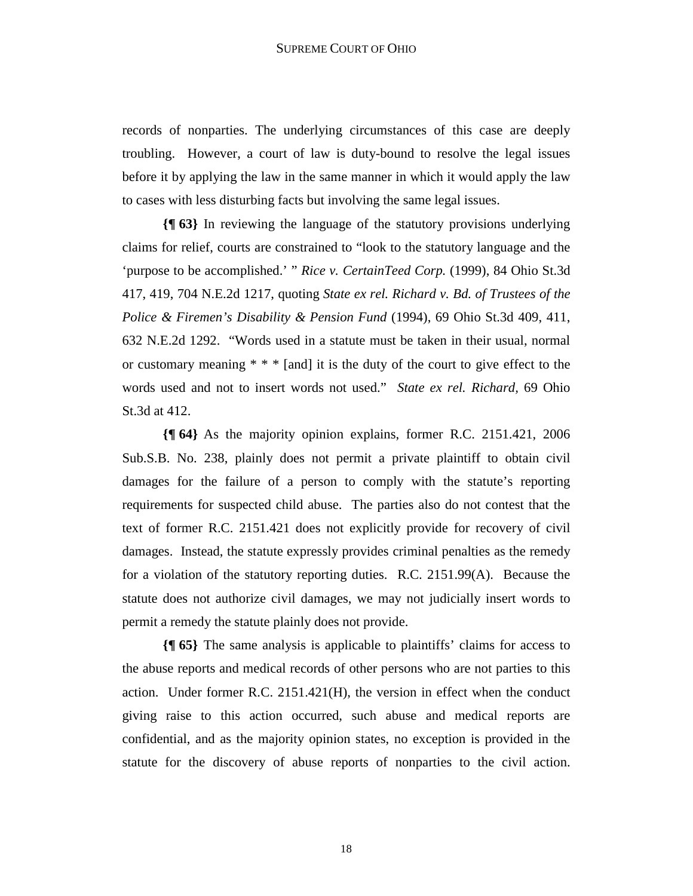records of nonparties. The underlying circumstances of this case are deeply troubling. However, a court of law is duty-bound to resolve the legal issues before it by applying the law in the same manner in which it would apply the law to cases with less disturbing facts but involving the same legal issues.

**{¶ 63}** In reviewing the language of the statutory provisions underlying claims for relief, courts are constrained to "look to the statutory language and the 'purpose to be accomplished.' " *Rice v. CertainTeed Corp.* (1999), 84 Ohio St.3d 417, 419, 704 N.E.2d 1217, quoting *State ex rel. Richard v. Bd. of Trustees of the Police & Firemen's Disability & Pension Fund* (1994), 69 Ohio St.3d 409, 411, 632 N.E.2d 1292. "Words used in a statute must be taken in their usual, normal or customary meaning * * * [and] it is the duty of the court to give effect to the words used and not to insert words not used." *State ex rel. Richard*, 69 Ohio St.3d at 412.

**{¶ 64}** As the majority opinion explains, former R.C. 2151.421, 2006 Sub.S.B. No. 238, plainly does not permit a private plaintiff to obtain civil damages for the failure of a person to comply with the statute's reporting requirements for suspected child abuse. The parties also do not contest that the text of former R.C. 2151.421 does not explicitly provide for recovery of civil damages. Instead, the statute expressly provides criminal penalties as the remedy for a violation of the statutory reporting duties. R.C. 2151.99(A). Because the statute does not authorize civil damages, we may not judicially insert words to permit a remedy the statute plainly does not provide.

**{¶ 65}** The same analysis is applicable to plaintiffs' claims for access to the abuse reports and medical records of other persons who are not parties to this action. Under former R.C. 2151.421(H), the version in effect when the conduct giving raise to this action occurred, such abuse and medical reports are confidential, and as the majority opinion states, no exception is provided in the statute for the discovery of abuse reports of nonparties to the civil action.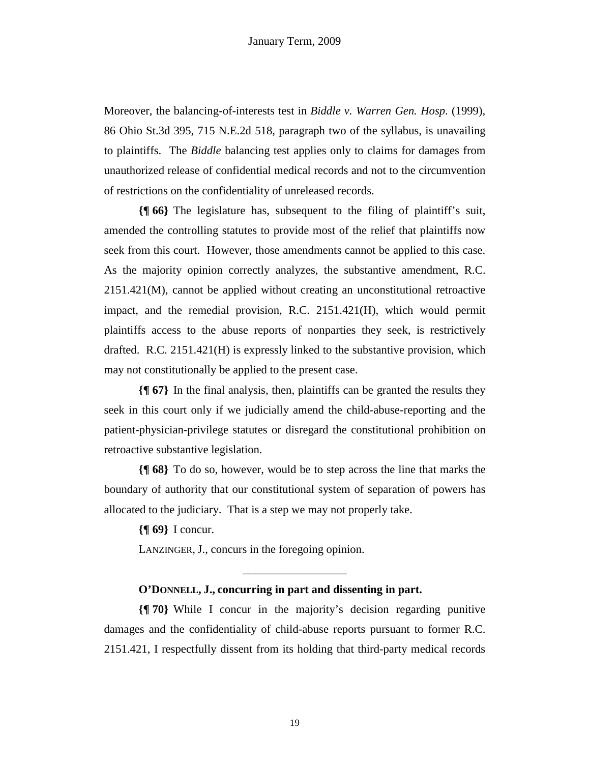Moreover, the balancing-of-interests test in *Biddle v. Warren Gen. Hosp*. (1999), 86 Ohio St.3d 395, 715 N.E.2d 518, paragraph two of the syllabus, is unavailing to plaintiffs. The *Biddle* balancing test applies only to claims for damages from unauthorized release of confidential medical records and not to the circumvention of restrictions on the confidentiality of unreleased records.

**{¶ 66}** The legislature has, subsequent to the filing of plaintiff's suit, amended the controlling statutes to provide most of the relief that plaintiffs now seek from this court. However, those amendments cannot be applied to this case. As the majority opinion correctly analyzes, the substantive amendment, R.C. 2151.421(M), cannot be applied without creating an unconstitutional retroactive impact, and the remedial provision, R.C. 2151.421(H), which would permit plaintiffs access to the abuse reports of nonparties they seek, is restrictively drafted. R.C. 2151.421(H) is expressly linked to the substantive provision, which may not constitutionally be applied to the present case.

**{¶ 67}** In the final analysis, then, plaintiffs can be granted the results they seek in this court only if we judicially amend the child-abuse-reporting and the patient-physician-privilege statutes or disregard the constitutional prohibition on retroactive substantive legislation.

**{¶ 68}** To do so, however, would be to step across the line that marks the boundary of authority that our constitutional system of separation of powers has allocated to the judiciary. That is a step we may not properly take.

**{¶ 69}** I concur.

LANZINGER, J., concurs in the foregoing opinion.

---

**O'DONNELL, J., concurring in part and dissenting in part.**

**{¶ 70}** While I concur in the majority's decision regarding punitive damages and the confidentiality of child-abuse reports pursuant to former R.C. 2151.421, I respectfully dissent from its holding that third-party medical records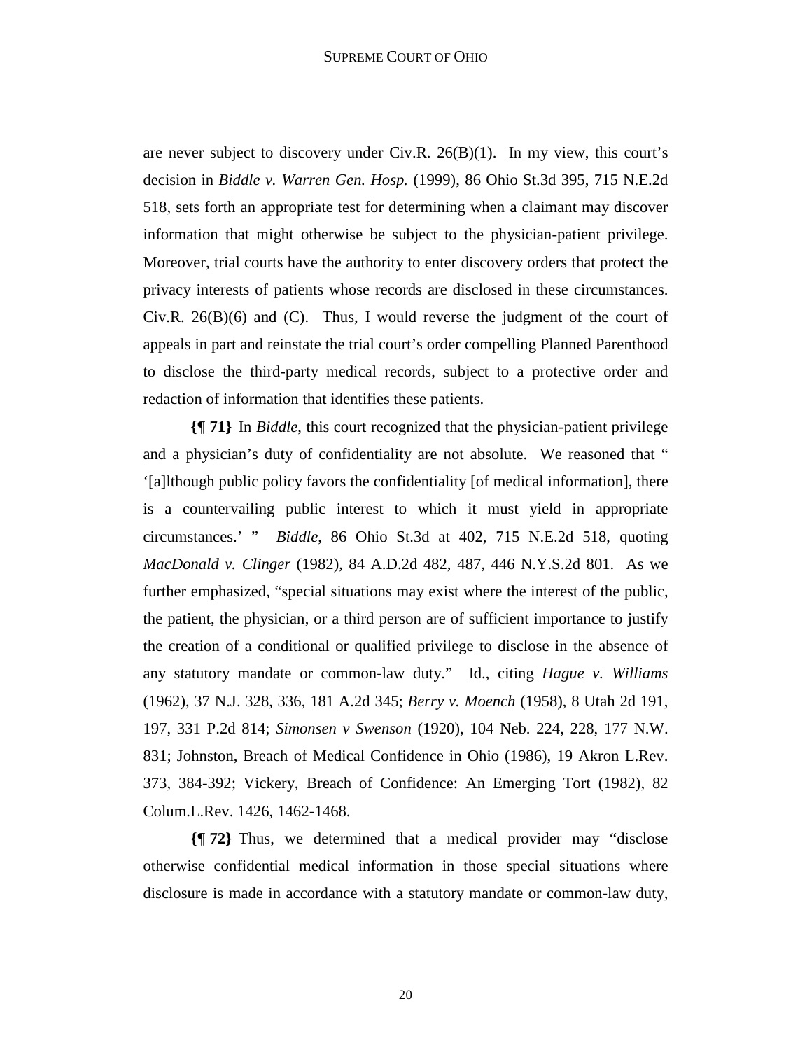are never subject to discovery under Civ.R. 26(B)(1). In my view, this court's decision in *Biddle v. Warren Gen. Hosp.* (1999), 86 Ohio St.3d 395, 715 N.E.2d 518, sets forth an appropriate test for determining when a claimant may discover information that might otherwise be subject to the physician-patient privilege. Moreover, trial courts have the authority to enter discovery orders that protect the privacy interests of patients whose records are disclosed in these circumstances. Civ.R. 26(B)(6) and (C). Thus, I would reverse the judgment of the court of appeals in part and reinstate the trial court's order compelling Planned Parenthood to disclose the third-party medical records, subject to a protective order and redaction of information that identifies these patients.

**{¶ 71}** In *Biddle*, this court recognized that the physician-patient privilege and a physician's duty of confidentiality are not absolute. We reasoned that " '[a]lthough public policy favors the confidentiality [of medical information], there is a countervailing public interest to which it must yield in appropriate circumstances.' " *Biddle*, 86 Ohio St.3d at 402, 715 N.E.2d 518, quoting *MacDonald v. Clinger* (1982), 84 A.D.2d 482, 487, 446 N.Y.S.2d 801. As we further emphasized, "special situations may exist where the interest of the public, the patient, the physician, or a third person are of sufficient importance to justify the creation of a conditional or qualified privilege to disclose in the absence of any statutory mandate or common-law duty." Id., citing *Hague v. Williams* (1962), 37 N.J. 328, 336, 181 A.2d 345; *Berry v. Moench* (1958), 8 Utah 2d 191, 197, 331 P.2d 814; *Simonsen v Swenson* (1920), 104 Neb. 224, 228, 177 N.W. 831; Johnston, Breach of Medical Confidence in Ohio (1986), 19 Akron L.Rev. 373, 384-392; Vickery, Breach of Confidence: An Emerging Tort (1982), 82 Colum.L.Rev. 1426, 1462-1468.

**{¶ 72}** Thus, we determined that a medical provider may "disclose otherwise confidential medical information in those special situations where disclosure is made in accordance with a statutory mandate or common-law duty,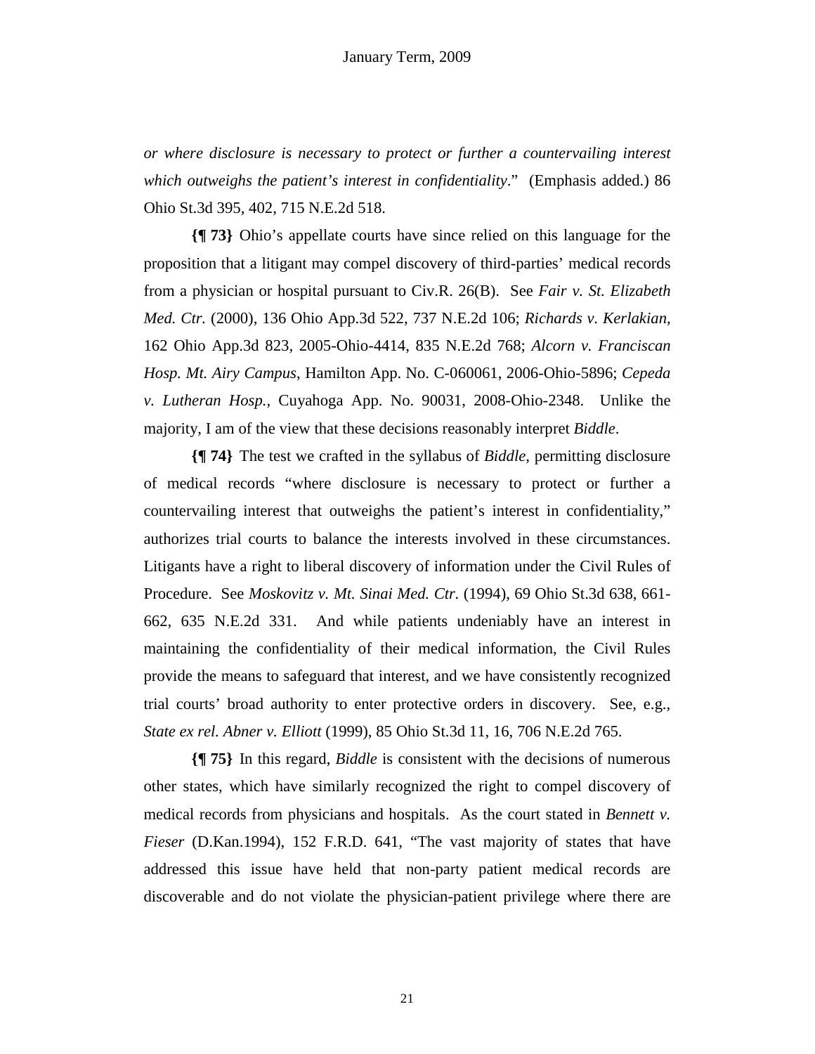*or where disclosure is necessary to protect or further a countervailing interest which outweighs the patient's interest in confidentiality*." (Emphasis added.) 86 Ohio St.3d 395, 402, 715 N.E.2d 518.

**{¶ 73}** Ohio's appellate courts have since relied on this language for the proposition that a litigant may compel discovery of third-parties' medical records from a physician or hospital pursuant to Civ.R. 26(B). See *Fair v. St. Elizabeth Med. Ctr.* (2000), 136 Ohio App.3d 522, 737 N.E.2d 106; *Richards v. Kerlakian*, 162 Ohio App.3d 823, 2005-Ohio-4414, 835 N.E.2d 768; *Alcorn v. Franciscan Hosp. Mt. Airy Campus*, Hamilton App. No. C-060061, 2006-Ohio-5896; *Cepeda v. Lutheran Hosp.*, Cuyahoga App. No. 90031, 2008-Ohio-2348. Unlike the majority, I am of the view that these decisions reasonably interpret *Biddle*.

**{¶ 74}** The test we crafted in the syllabus of *Biddle*, permitting disclosure of medical records "where disclosure is necessary to protect or further a countervailing interest that outweighs the patient's interest in confidentiality," authorizes trial courts to balance the interests involved in these circumstances. Litigants have a right to liberal discovery of information under the Civil Rules of Procedure. See *Moskovitz v. Mt. Sinai Med. Ctr.* (1994), 69 Ohio St.3d 638, 661-662, 635 N.E.2d 331. And while patients undeniably have an interest in maintaining the confidentiality of their medical information, the Civil Rules provide the means to safeguard that interest, and we have consistently recognized trial courts' broad authority to enter protective orders in discovery. See, e.g., *State ex rel. Abner v. Elliott* (1999), 85 Ohio St.3d 11, 16, 706 N.E.2d 765.

**{¶ 75}** In this regard, *Biddle* is consistent with the decisions of numerous other states, which have similarly recognized the right to compel discovery of medical records from physicians and hospitals. As the court stated in *Bennett v. Fieser* (D.Kan.1994), 152 F.R.D. 641, "The vast majority of states that have addressed this issue have held that non-party patient medical records are discoverable and do not violate the physician-patient privilege where there are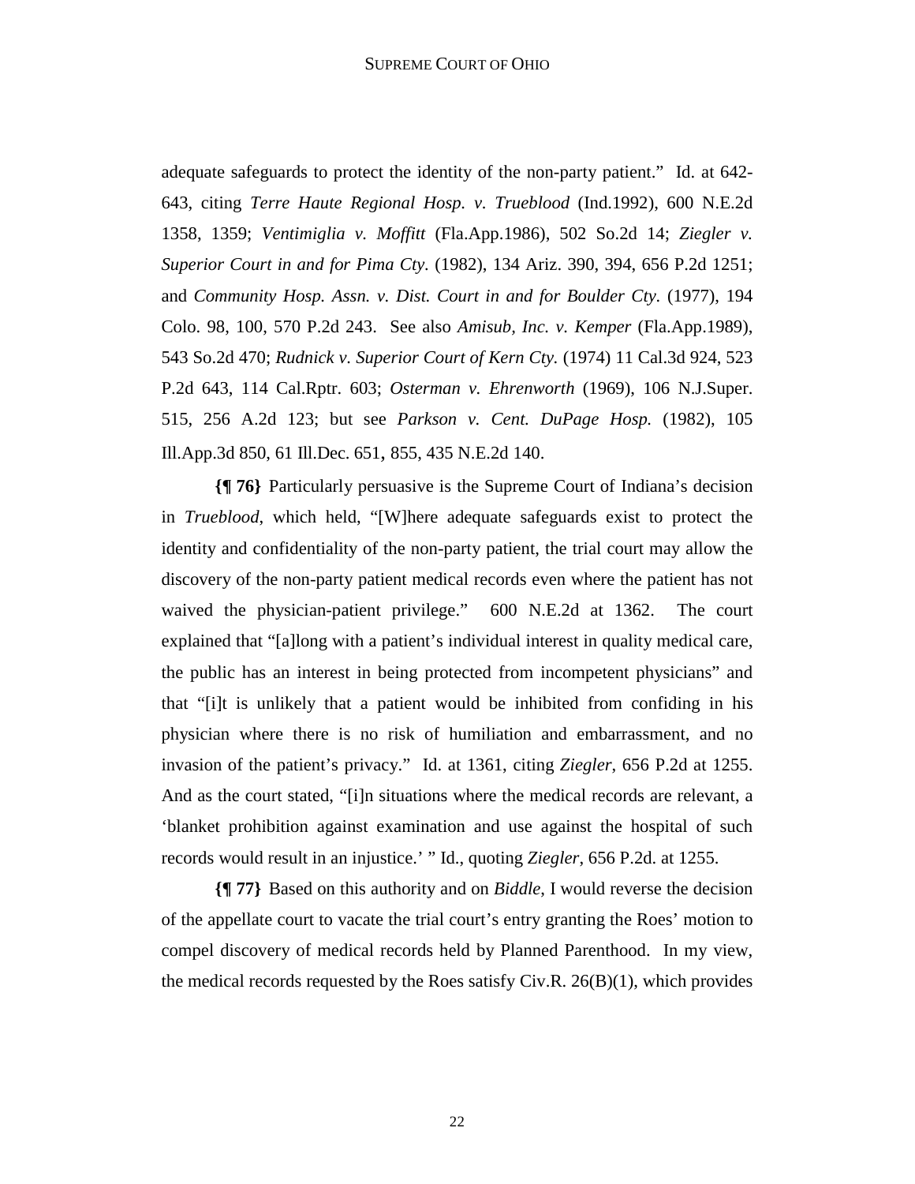adequate safeguards to protect the identity of the non-party patient." Id. at 642-643, citing *Terre Haute Regional Hosp. v. Trueblood* (Ind.1992), 600 N.E.2d 1358, 1359; *Ventimiglia v. Moffitt* (Fla.App.1986), 502 So.2d 14; *Ziegler v. Superior Court in and for Pima Cty*. (1982), 134 Ariz. 390, 394, 656 P.2d 1251; and *Community Hosp. Assn. v. Dist. Court in and for Boulder Cty*. (1977), 194 Colo. 98, 100, 570 P.2d 243. See also *Amisub, Inc. v. Kemper* (Fla.App.1989), 543 So.2d 470; *Rudnick v. Superior Court of Kern Cty.* (1974) 11 Cal.3d 924, 523 P.2d 643, 114 Cal.Rptr. 603; *Osterman v. Ehrenworth* (1969), 106 N.J.Super. 515, 256 A.2d 123; but see *Parkson v. Cent. DuPage Hosp.* (1982), 105 Ill.App.3d 850, 61 Ill.Dec. 651, 855, 435 N.E.2d 140.

**{¶ 76}** Particularly persuasive is the Supreme Court of Indiana's decision in *Trueblood*, which held, "[W]here adequate safeguards exist to protect the identity and confidentiality of the non-party patient, the trial court may allow the discovery of the non-party patient medical records even where the patient has not waived the physician-patient privilege." 600 N.E.2d at 1362. The court explained that "[a]long with a patient's individual interest in quality medical care, the public has an interest in being protected from incompetent physicians" and that "[i]t is unlikely that a patient would be inhibited from confiding in his physician where there is no risk of humiliation and embarrassment, and no invasion of the patient's privacy." Id. at 1361, citing *Ziegler*, 656 P.2d at 1255. And as the court stated, "[i]n situations where the medical records are relevant, a 'blanket prohibition against examination and use against the hospital of such records would result in an injustice.' " Id., quoting *Ziegler*, 656 P.2d. at 1255.

**{¶ 77}** Based on this authority and on *Biddle*, I would reverse the decision of the appellate court to vacate the trial court's entry granting the Roes' motion to compel discovery of medical records held by Planned Parenthood. In my view, the medical records requested by the Roes satisfy Civ.R. 26(B)(1), which provides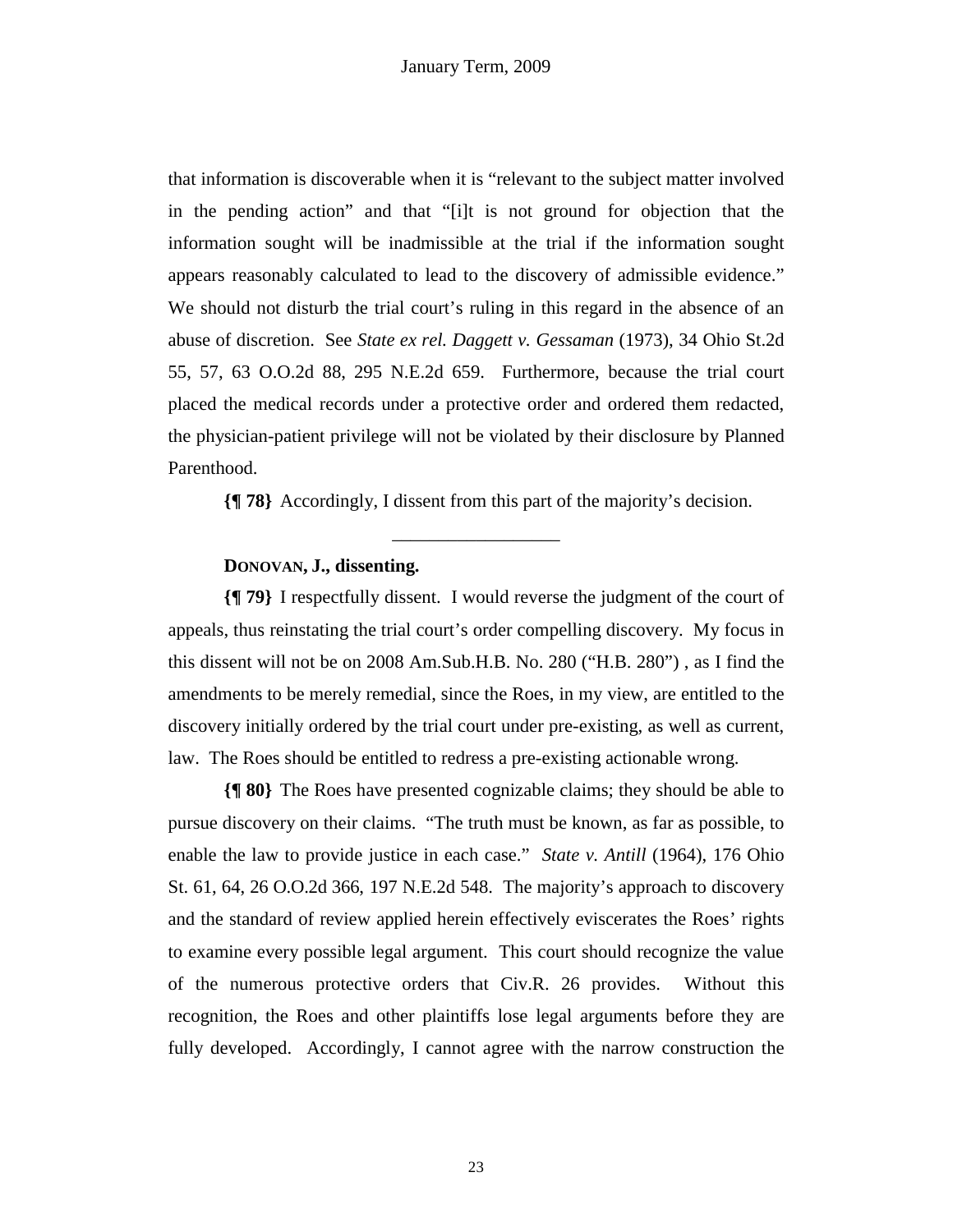that information is discoverable when it is "relevant to the subject matter involved in the pending action" and that "[i]t is not ground for objection that the information sought will be inadmissible at the trial if the information sought appears reasonably calculated to lead to the discovery of admissible evidence." We should not disturb the trial court's ruling in this regard in the absence of an abuse of discretion. See *State ex rel. Daggett v. Gessaman* (1973), 34 Ohio St.2d 55, 57, 63 O.O.2d 88, 295 N.E.2d 659. Furthermore, because the trial court placed the medical records under a protective order and ordered them redacted, the physician-patient privilege will not be violated by their disclosure by Planned Parenthood.

**{¶ 78}** Accordingly, I dissent from this part of the majority's decision.

---

**DONOVAN, J., dissenting.**

**{¶ 79}** I respectfully dissent. I would reverse the judgment of the court of appeals, thus reinstating the trial court's order compelling discovery. My focus in this dissent will not be on 2008 Am.Sub.H.B. No. 280 ("H.B. 280") , as I find the amendments to be merely remedial, since the Roes, in my view, are entitled to the discovery initially ordered by the trial court under pre-existing, as well as current, law. The Roes should be entitled to redress a pre-existing actionable wrong.

**{¶ 80}** The Roes have presented cognizable claims; they should be able to pursue discovery on their claims. "The truth must be known, as far as possible, to enable the law to provide justice in each case." *State v. Antill* (1964), 176 Ohio St. 61, 64, 26 O.O.2d 366, 197 N.E.2d 548. The majority's approach to discovery and the standard of review applied herein effectively eviscerates the Roes' rights to examine every possible legal argument. This court should recognize the value of the numerous protective orders that Civ.R. 26 provides. Without this recognition, the Roes and other plaintiffs lose legal arguments before they are fully developed. Accordingly, I cannot agree with the narrow construction the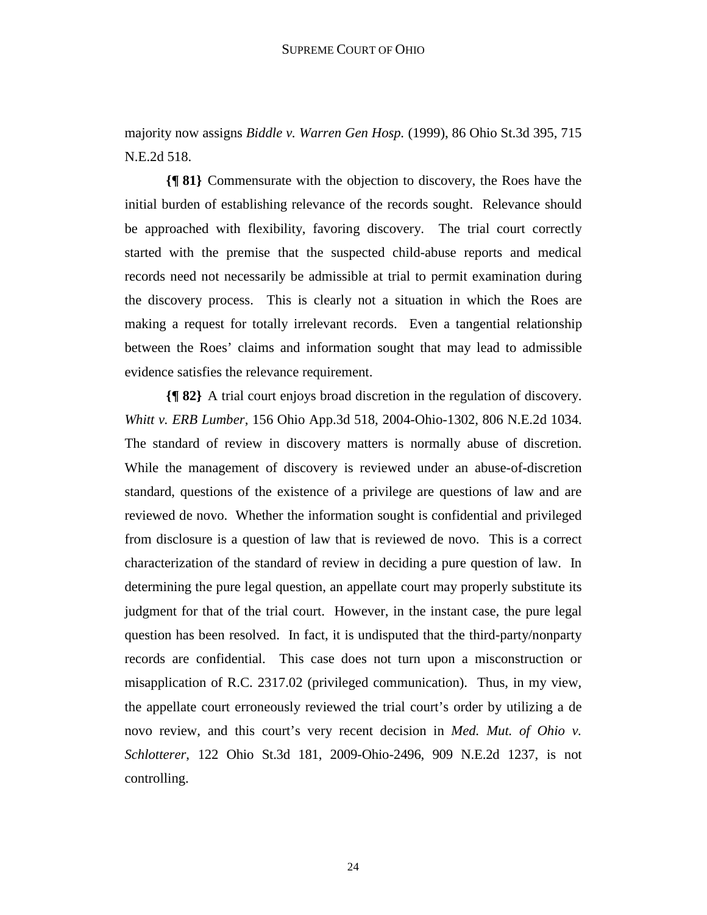majority now assigns *Biddle v. Warren Gen Hosp.* (1999), 86 Ohio St.3d 395, 715 N.E.2d 518.

**{¶ 81}** Commensurate with the objection to discovery, the Roes have the initial burden of establishing relevance of the records sought. Relevance should be approached with flexibility, favoring discovery. The trial court correctly started with the premise that the suspected child-abuse reports and medical records need not necessarily be admissible at trial to permit examination during the discovery process. This is clearly not a situation in which the Roes are making a request for totally irrelevant records. Even a tangential relationship between the Roes' claims and information sought that may lead to admissible evidence satisfies the relevance requirement.

**{¶ 82}** A trial court enjoys broad discretion in the regulation of discovery. *Whitt v. ERB Lumber*, 156 Ohio App.3d 518, 2004-Ohio-1302, 806 N.E.2d 1034. The standard of review in discovery matters is normally abuse of discretion. While the management of discovery is reviewed under an abuse-of-discretion standard, questions of the existence of a privilege are questions of law and are reviewed de novo. Whether the information sought is confidential and privileged from disclosure is a question of law that is reviewed de novo. This is a correct characterization of the standard of review in deciding a pure question of law. In determining the pure legal question, an appellate court may properly substitute its judgment for that of the trial court. However, in the instant case, the pure legal question has been resolved. In fact, it is undisputed that the third-party/nonparty records are confidential. This case does not turn upon a misconstruction or misapplication of R.C. 2317.02 (privileged communication). Thus, in my view, the appellate court erroneously reviewed the trial court's order by utilizing a de novo review, and this court's very recent decision in *Med. Mut. of Ohio v. Schlotterer*, 122 Ohio St.3d 181, 2009-Ohio-2496, 909 N.E.2d 1237, is not controlling.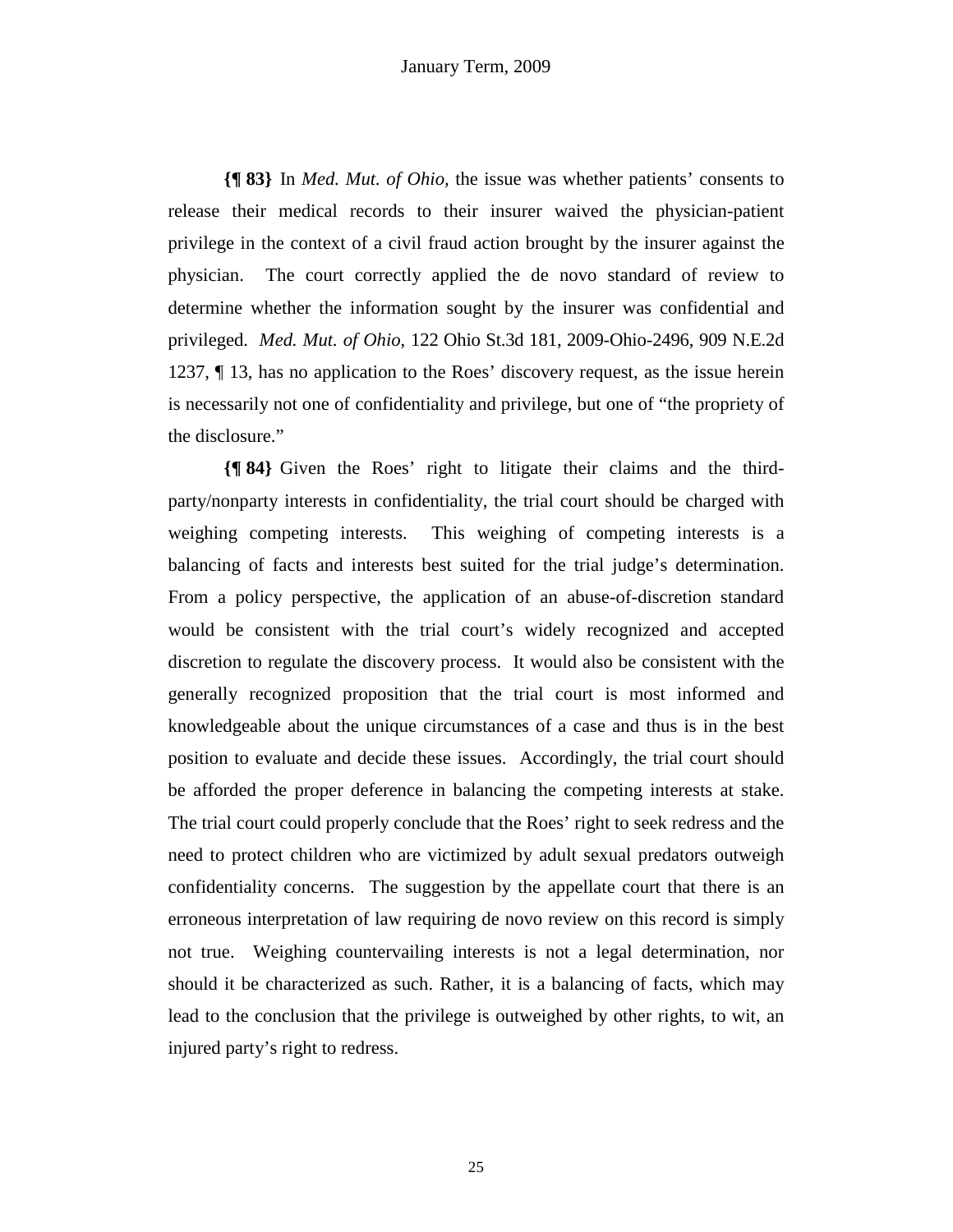**{¶ 83}** In *Med. Mut. of Ohio*, the issue was whether patients' consents to release their medical records to their insurer waived the physician-patient privilege in the context of a civil fraud action brought by the insurer against the physician. The court correctly applied the de novo standard of review to determine whether the information sought by the insurer was confidential and privileged. *Med. Mut. of Ohio*, 122 Ohio St.3d 181, 2009-Ohio-2496, 909 N.E.2d 1237, ¶ 13, has no application to the Roes' discovery request, as the issue herein is necessarily not one of confidentiality and privilege, but one of "the propriety of the disclosure."

**{¶ 84}** Given the Roes' right to litigate their claims and the third-party/nonparty interests in confidentiality, the trial court should be charged with weighing competing interests. This weighing of competing interests is a balancing of facts and interests best suited for the trial judge's determination. From a policy perspective, the application of an abuse-of-discretion standard would be consistent with the trial court's widely recognized and accepted discretion to regulate the discovery process. It would also be consistent with the generally recognized proposition that the trial court is most informed and knowledgeable about the unique circumstances of a case and thus is in the best position to evaluate and decide these issues. Accordingly, the trial court should be afforded the proper deference in balancing the competing interests at stake. The trial court could properly conclude that the Roes' right to seek redress and the need to protect children who are victimized by adult sexual predators outweigh confidentiality concerns. The suggestion by the appellate court that there is an erroneous interpretation of law requiring de novo review on this record is simply not true. Weighing countervailing interests is not a legal determination, nor should it be characterized as such. Rather, it is a balancing of facts, which may lead to the conclusion that the privilege is outweighed by other rights, to wit, an injured party's right to redress.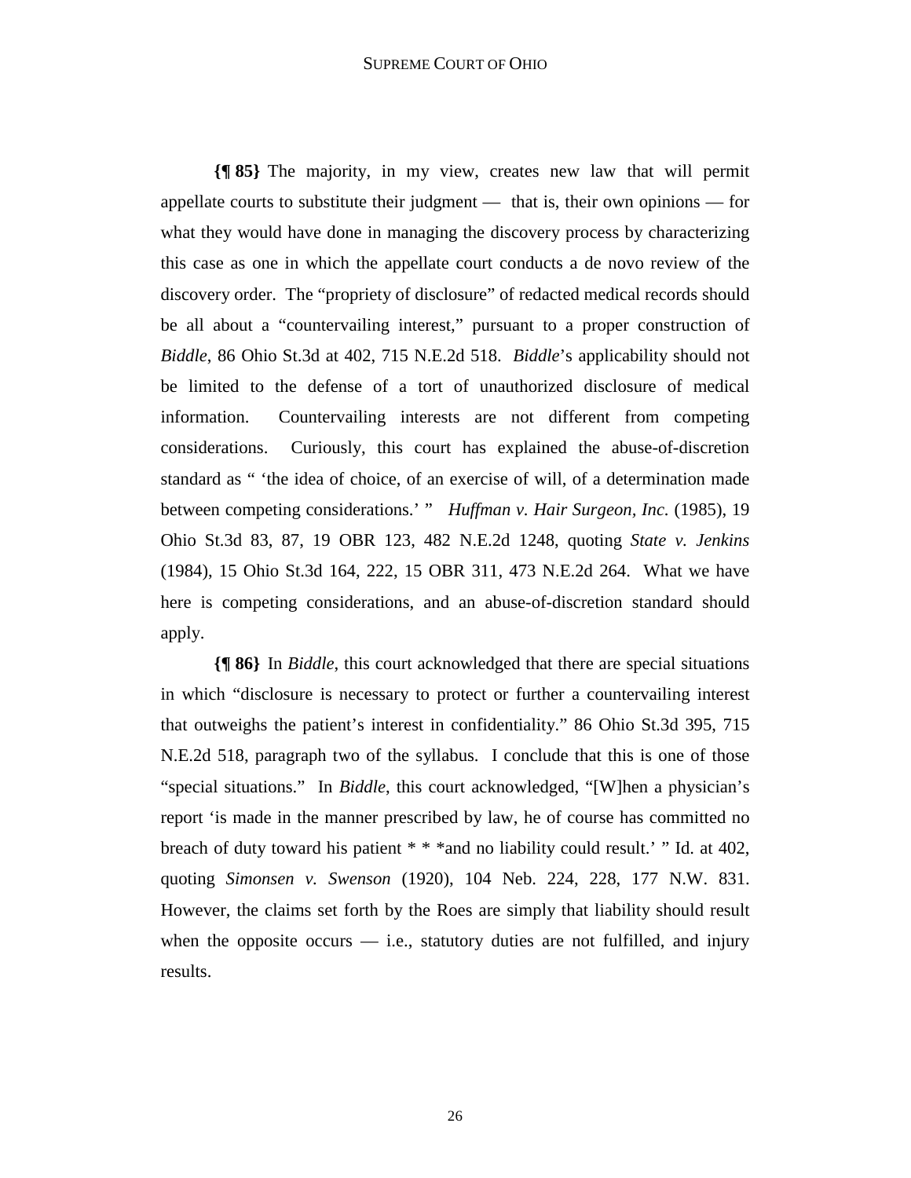**{¶ 85}** The majority, in my view, creates new law that will permit appellate courts to substitute their judgment — that is, their own opinions — for what they would have done in managing the discovery process by characterizing this case as one in which the appellate court conducts a de novo review of the discovery order. The "propriety of disclosure" of redacted medical records should be all about a "countervailing interest," pursuant to a proper construction of *Biddle*, 86 Ohio St.3d at 402, 715 N.E.2d 518. *Biddle*'s applicability should not be limited to the defense of a tort of unauthorized disclosure of medical information. Countervailing interests are not different from competing considerations. Curiously, this court has explained the abuse-of-discretion standard as " 'the idea of choice, of an exercise of will, of a determination made between competing considerations.' " *Huffman v. Hair Surgeon, Inc.* (1985), 19 Ohio St.3d 83, 87, 19 OBR 123, 482 N.E.2d 1248, quoting *State v. Jenkins* (1984), 15 Ohio St.3d 164, 222, 15 OBR 311, 473 N.E.2d 264. What we have here is competing considerations, and an abuse-of-discretion standard should apply.

**{¶ 86}** In *Biddle*, this court acknowledged that there are special situations in which "disclosure is necessary to protect or further a countervailing interest that outweighs the patient's interest in confidentiality." 86 Ohio St.3d 395, 715 N.E.2d 518, paragraph two of the syllabus. I conclude that this is one of those "special situations." In *Biddle*, this court acknowledged, "[W]hen a physician's report 'is made in the manner prescribed by law, he of course has committed no breach of duty toward his patient * * *and no liability could result.' " Id. at 402, quoting *Simonsen v. Swenson* (1920), 104 Neb. 224, 228, 177 N.W. 831. However, the claims set forth by the Roes are simply that liability should result when the opposite occurs — i.e., statutory duties are not fulfilled, and injury results.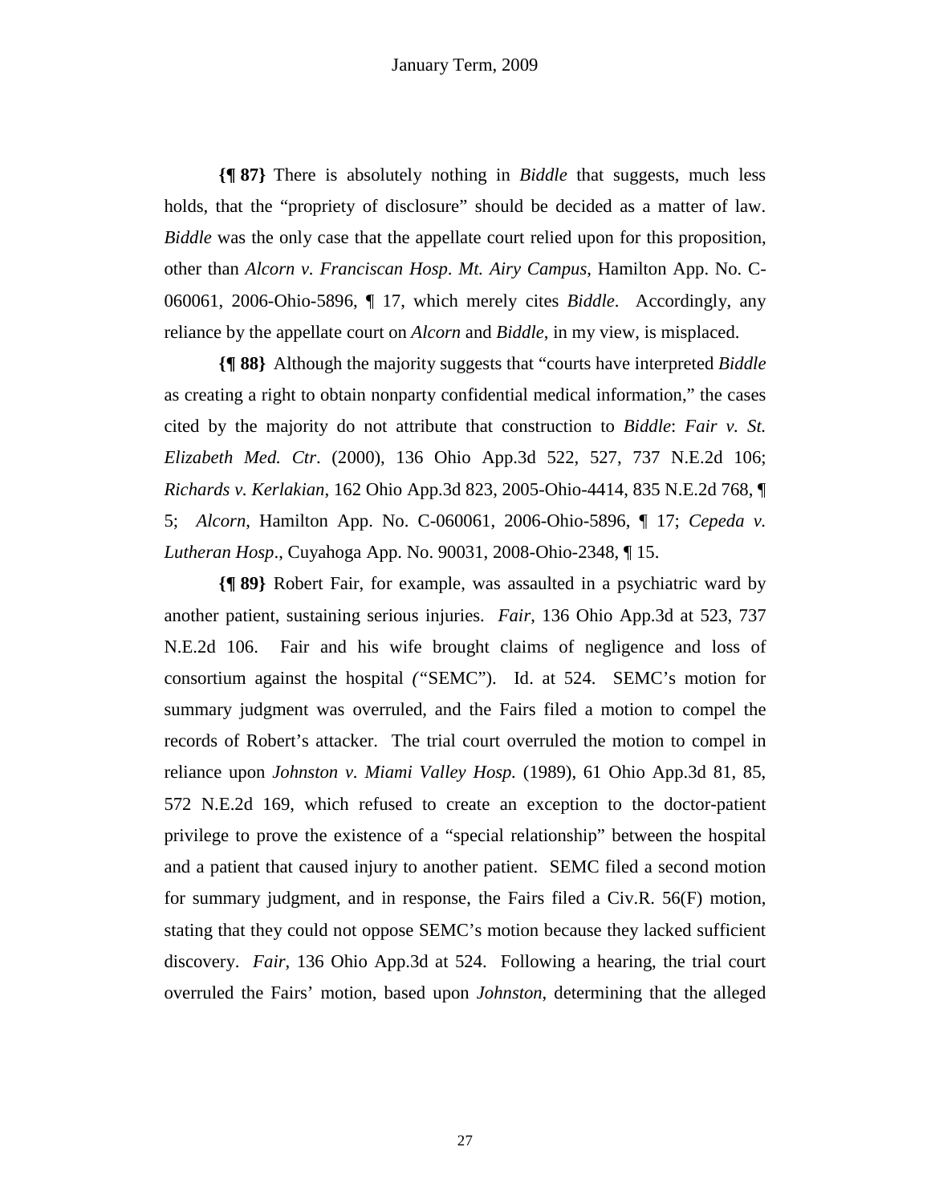**{¶ 87}** There is absolutely nothing in *Biddle* that suggests, much less holds, that the "propriety of disclosure" should be decided as a matter of law. *Biddle* was the only case that the appellate court relied upon for this proposition, other than *Alcorn v. Franciscan Hosp. Mt. Airy Campus*, Hamilton App. No. C-060061, 2006-Ohio-5896, ¶ 17, which merely cites *Biddle*. Accordingly, any reliance by the appellate court on *Alcorn* and *Biddle*, in my view, is misplaced.

**{¶ 88}** Although the majority suggests that "courts have interpreted *Biddle* as creating a right to obtain nonparty confidential medical information," the cases cited by the majority do not attribute that construction to *Biddle*: *Fair v. St. Elizabeth Med. Ctr.* (2000), 136 Ohio App.3d 522, 527, 737 N.E.2d 106; *Richards v. Kerlakian*, 162 Ohio App.3d 823, 2005-Ohio-4414, 835 N.E.2d 768, ¶ 5; *Alcorn*, Hamilton App. No. C-060061, 2006-Ohio-5896, ¶ 17; *Cepeda v. Lutheran Hosp.*, Cuyahoga App. No. 90031, 2008-Ohio-2348, ¶ 15.

**{¶ 89}** Robert Fair, for example, was assaulted in a psychiatric ward by another patient, sustaining serious injuries. *Fair*, 136 Ohio App.3d at 523, 737 N.E.2d 106. Fair and his wife brought claims of negligence and loss of consortium against the hospital ("SEMC"). Id. at 524. SEMC's motion for summary judgment was overruled, and the Fairs filed a motion to compel the records of Robert's attacker. The trial court overruled the motion to compel in reliance upon *Johnston v. Miami Valley Hosp.* (1989), 61 Ohio App.3d 81, 85, 572 N.E.2d 169, which refused to create an exception to the doctor-patient privilege to prove the existence of a "special relationship" between the hospital and a patient that caused injury to another patient. SEMC filed a second motion for summary judgment, and in response, the Fairs filed a Civ.R. 56(F) motion, stating that they could not oppose SEMC's motion because they lacked sufficient discovery. *Fair*, 136 Ohio App.3d at 524. Following a hearing, the trial court overruled the Fairs' motion, based upon *Johnston*, determining that the alleged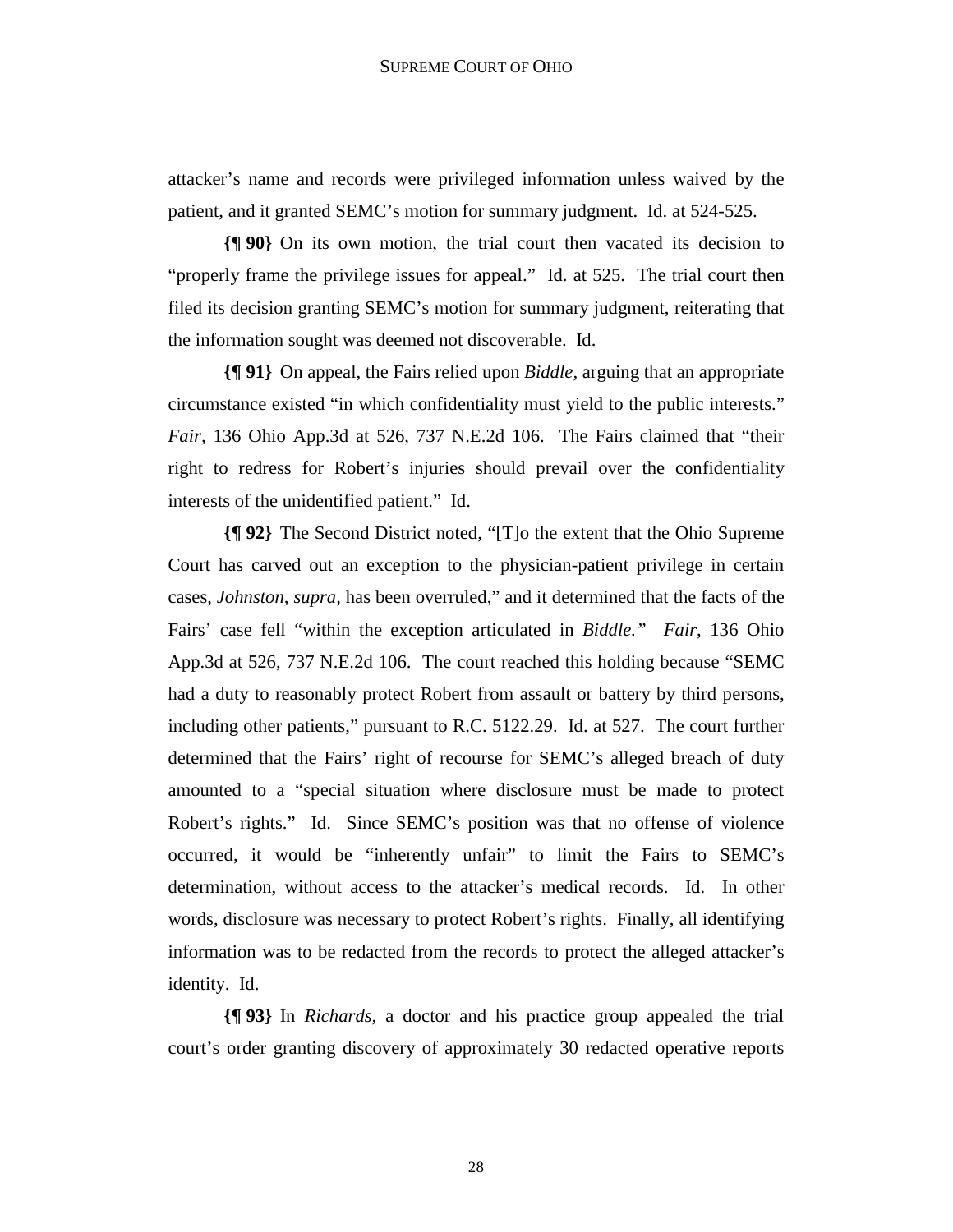attacker's name and records were privileged information unless waived by the patient, and it granted SEMC's motion for summary judgment. Id. at 524-525.

**{¶ 90}** On its own motion, the trial court then vacated its decision to "properly frame the privilege issues for appeal." Id. at 525. The trial court then filed its decision granting SEMC's motion for summary judgment, reiterating that the information sought was deemed not discoverable. Id.

**{¶ 91}** On appeal, the Fairs relied upon *Biddle*, arguing that an appropriate circumstance existed "in which confidentiality must yield to the public interests." *Fair*, 136 Ohio App.3d at 526, 737 N.E.2d 106. The Fairs claimed that "their right to redress for Robert's injuries should prevail over the confidentiality interests of the unidentified patient." Id.

**{¶ 92}** The Second District noted, "[T]o the extent that the Ohio Supreme Court has carved out an exception to the physician-patient privilege in certain cases, *Johnston, supra*, has been overruled," and it determined that the facts of the Fairs' case fell "within the exception articulated in *Biddle.*" *Fair*, 136 Ohio App.3d at 526, 737 N.E.2d 106. The court reached this holding because "SEMC had a duty to reasonably protect Robert from assault or battery by third persons, including other patients," pursuant to R.C. 5122.29. Id. at 527. The court further determined that the Fairs' right of recourse for SEMC's alleged breach of duty amounted to a "special situation where disclosure must be made to protect Robert's rights." Id. Since SEMC's position was that no offense of violence occurred, it would be "inherently unfair" to limit the Fairs to SEMC's determination, without access to the attacker's medical records. Id. In other words, disclosure was necessary to protect Robert's rights. Finally, all identifying information was to be redacted from the records to protect the alleged attacker's identity. Id.

**{¶ 93}** In *Richards*, a doctor and his practice group appealed the trial court's order granting discovery of approximately 30 redacted operative reports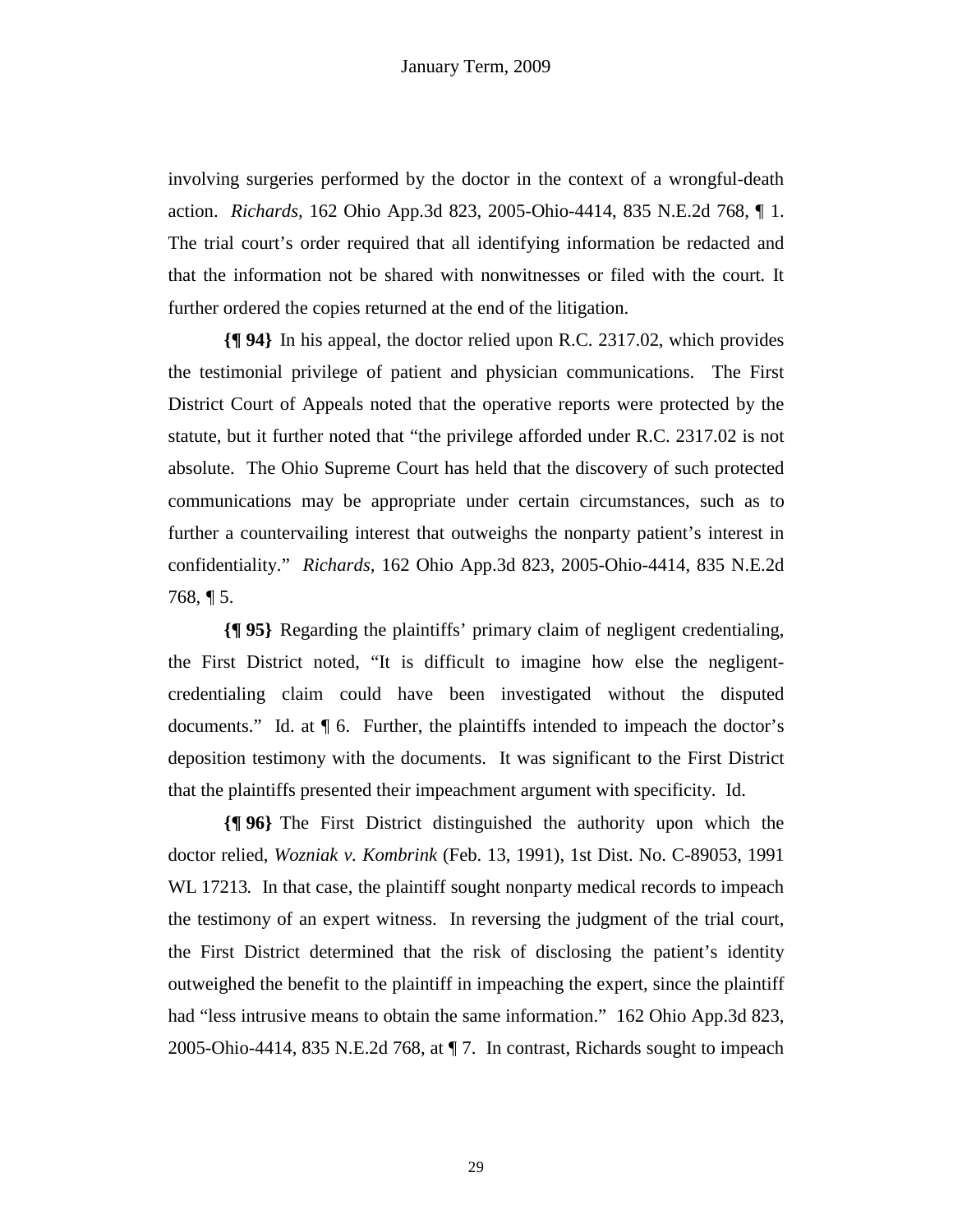involving surgeries performed by the doctor in the context of a wrongful-death action. *Richards*, 162 Ohio App.3d 823, 2005-Ohio-4414, 835 N.E.2d 768, ¶ 1. The trial court's order required that all identifying information be redacted and that the information not be shared with nonwitnesses or filed with the court. It further ordered the copies returned at the end of the litigation.

**{¶ 94}** In his appeal, the doctor relied upon R.C. 2317.02, which provides the testimonial privilege of patient and physician communications. The First District Court of Appeals noted that the operative reports were protected by the statute, but it further noted that "the privilege afforded under R.C. 2317.02 is not absolute. The Ohio Supreme Court has held that the discovery of such protected communications may be appropriate under certain circumstances, such as to further a countervailing interest that outweighs the nonparty patient's interest in confidentiality." *Richards*, 162 Ohio App.3d 823, 2005-Ohio-4414, 835 N.E.2d 768, ¶ 5.

**{¶ 95}** Regarding the plaintiffs' primary claim of negligent credentialing, the First District noted, "It is difficult to imagine how else the negligent-credentialing claim could have been investigated without the disputed documents." Id. at ¶ 6. Further, the plaintiffs intended to impeach the doctor's deposition testimony with the documents. It was significant to the First District that the plaintiffs presented their impeachment argument with specificity. Id.

**{¶ 96}** The First District distinguished the authority upon which the doctor relied, *Wozniak v. Kombrink* (Feb. 13, 1991), 1st Dist. No. C-89053, 1991 WL 17213. In that case, the plaintiff sought nonparty medical records to impeach the testimony of an expert witness. In reversing the judgment of the trial court, the First District determined that the risk of disclosing the patient's identity outweighed the benefit to the plaintiff in impeaching the expert, since the plaintiff had "less intrusive means to obtain the same information." 162 Ohio App.3d 823, 2005-Ohio-4414, 835 N.E.2d 768, at ¶ 7. In contrast, Richards sought to impeach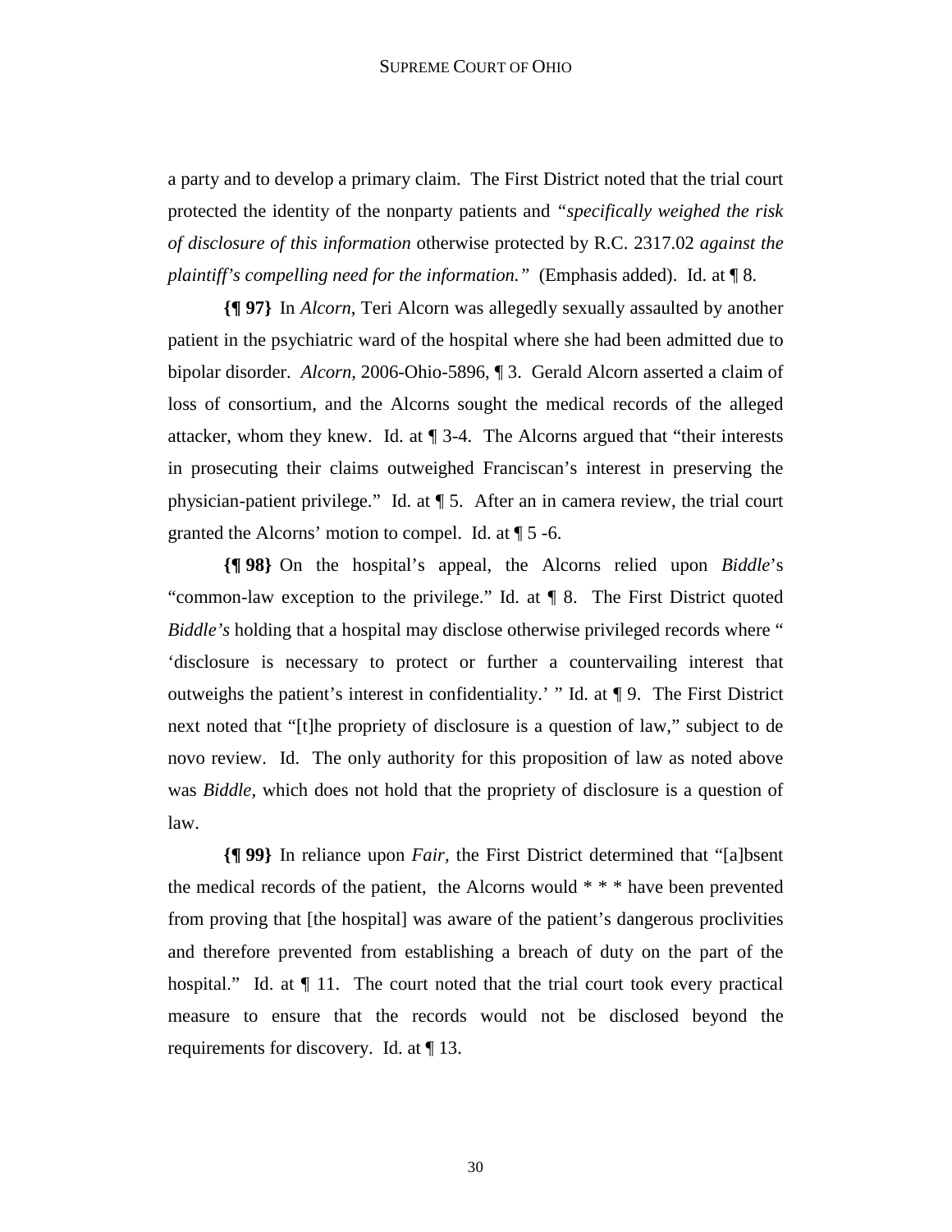a party and to develop a primary claim. The First District noted that the trial court protected the identity of the nonparty patients and *"specifically weighed the risk of disclosure of this information* otherwise protected by R.C. 2317.02 *against the plaintiff's compelling need for the information."* (Emphasis added). Id. at ¶ 8.

**{¶ 97}** In *Alcorn*, Teri Alcorn was allegedly sexually assaulted by another patient in the psychiatric ward of the hospital where she had been admitted due to bipolar disorder. *Alcorn*, 2006-Ohio-5896, ¶ 3. Gerald Alcorn asserted a claim of loss of consortium, and the Alcorns sought the medical records of the alleged attacker, whom they knew. Id. at ¶ 3-4. The Alcorns argued that "their interests in prosecuting their claims outweighed Franciscan's interest in preserving the physician-patient privilege." Id. at ¶ 5. After an in camera review, the trial court granted the Alcorns' motion to compel. Id. at ¶ 5 -6.

**{¶ 98}** On the hospital's appeal, the Alcorns relied upon *Biddle*'s "common-law exception to the privilege." Id. at ¶ 8. The First District quoted *Biddle's* holding that a hospital may disclose otherwise privileged records where " 'disclosure is necessary to protect or further a countervailing interest that outweighs the patient's interest in confidentiality.' " Id. at ¶ 9. The First District next noted that "[t]he propriety of disclosure is a question of law," subject to de novo review. Id. The only authority for this proposition of law as noted above was *Biddle*, which does not hold that the propriety of disclosure is a question of law.

**{¶ 99}** In reliance upon *Fair*, the First District determined that "[a]bsent the medical records of the patient, the Alcorns would * * * have been prevented from proving that [the hospital] was aware of the patient's dangerous proclivities and therefore prevented from establishing a breach of duty on the part of the hospital." Id. at ¶ 11. The court noted that the trial court took every practical measure to ensure that the records would not be disclosed beyond the requirements for discovery. Id. at ¶ 13.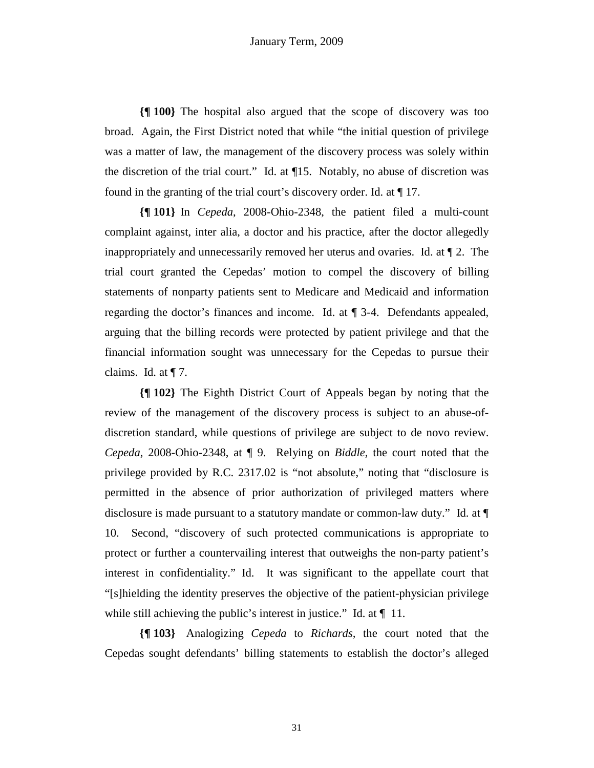**{¶ 100}** The hospital also argued that the scope of discovery was too broad. Again, the First District noted that while "the initial question of privilege was a matter of law, the management of the discovery process was solely within the discretion of the trial court." Id. at ¶15. Notably, no abuse of discretion was found in the granting of the trial court's discovery order. Id. at ¶ 17.

**{¶ 101}** In *Cepeda*, 2008-Ohio-2348, the patient filed a multi-count complaint against, inter alia, a doctor and his practice, after the doctor allegedly inappropriately and unnecessarily removed her uterus and ovaries. Id. at ¶ 2. The trial court granted the Cepedas' motion to compel the discovery of billing statements of nonparty patients sent to Medicare and Medicaid and information regarding the doctor's finances and income. Id. at ¶ 3-4. Defendants appealed, arguing that the billing records were protected by patient privilege and that the financial information sought was unnecessary for the Cepedas to pursue their claims. Id. at ¶ 7.

**{¶ 102}** The Eighth District Court of Appeals began by noting that the review of the management of the discovery process is subject to an abuse-of-discretion standard, while questions of privilege are subject to de novo review. *Cepeda*, 2008-Ohio-2348, at ¶ 9. Relying on *Biddle,* the court noted that the privilege provided by R.C. 2317.02 is "not absolute," noting that "disclosure is permitted in the absence of prior authorization of privileged matters where disclosure is made pursuant to a statutory mandate or common-law duty." Id. at ¶ 10. Second, "discovery of such protected communications is appropriate to protect or further a countervailing interest that outweighs the non-party patient's interest in confidentiality." Id. It was significant to the appellate court that "[s]hielding the identity preserves the objective of the patient-physician privilege while still achieving the public's interest in justice." Id. at ¶ 11.

**{¶ 103}** Analogizing *Cepeda* to *Richards*, the court noted that the Cepedas sought defendants' billing statements to establish the doctor's alleged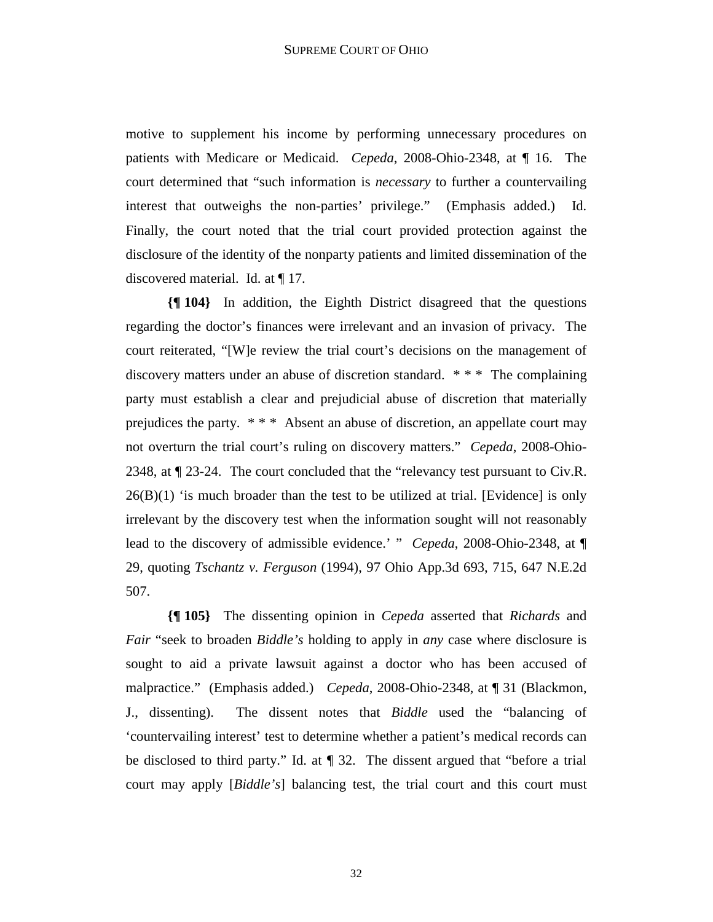motive to supplement his income by performing unnecessary procedures on patients with Medicare or Medicaid. *Cepeda*, 2008-Ohio-2348, at ¶ 16. The court determined that "such information is *necessary* to further a countervailing interest that outweighs the non-parties' privilege." (Emphasis added.) Id. Finally, the court noted that the trial court provided protection against the disclosure of the identity of the nonparty patients and limited dissemination of the discovered material. Id. at ¶ 17.

**{¶ 104}** In addition, the Eighth District disagreed that the questions regarding the doctor's finances were irrelevant and an invasion of privacy. The court reiterated, "[W]e review the trial court's decisions on the management of discovery matters under an abuse of discretion standard. * * * The complaining party must establish a clear and prejudicial abuse of discretion that materially prejudices the party. * * * Absent an abuse of discretion, an appellate court may not overturn the trial court's ruling on discovery matters." *Cepeda*, 2008-Ohio-2348, at ¶ 23-24. The court concluded that the "relevancy test pursuant to Civ.R. 26(B)(1) 'is much broader than the test to be utilized at trial. [Evidence] is only irrelevant by the discovery test when the information sought will not reasonably lead to the discovery of admissible evidence.' " *Cepeda*, 2008-Ohio-2348, at ¶ 29, quoting *Tschantz v. Ferguson* (1994), 97 Ohio App.3d 693, 715, 647 N.E.2d 507.

**{¶ 105}** The dissenting opinion in *Cepeda* asserted that *Richards* and *Fair* "seek to broaden *Biddle's* holding to apply in *any* case where disclosure is sought to aid a private lawsuit against a doctor who has been accused of malpractice." (Emphasis added.) *Cepeda*, 2008-Ohio-2348, at ¶ 31 (Blackmon, J., dissenting). The dissent notes that *Biddle* used the "balancing of 'countervailing interest' test to determine whether a patient's medical records can be disclosed to third party." Id. at ¶ 32. The dissent argued that "before a trial court may apply [*Biddle's*] balancing test, the trial court and this court must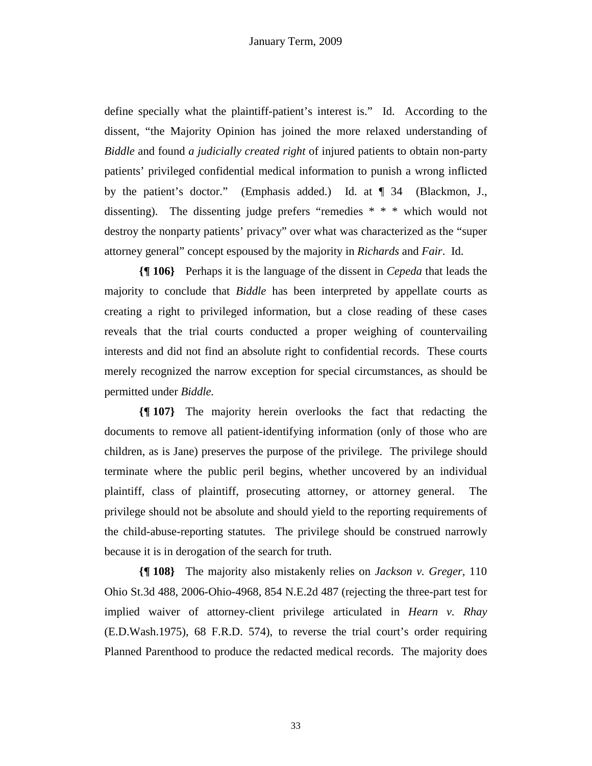define specially what the plaintiff-patient's interest is." Id. According to the dissent, "the Majority Opinion has joined the more relaxed understanding of *Biddle* and found *a judicially created right* of injured patients to obtain non-party patients' privileged confidential medical information to punish a wrong inflicted by the patient's doctor." (Emphasis added.) Id. at ¶ 34 (Blackmon, J., dissenting). The dissenting judge prefers "remedies * * * which would not destroy the nonparty patients' privacy" over what was characterized as the "super attorney general" concept espoused by the majority in *Richards* and *Fair*. Id.

**{¶ 106}** Perhaps it is the language of the dissent in *Cepeda* that leads the majority to conclude that *Biddle* has been interpreted by appellate courts as creating a right to privileged information, but a close reading of these cases reveals that the trial courts conducted a proper weighing of countervailing interests and did not find an absolute right to confidential records. These courts merely recognized the narrow exception for special circumstances, as should be permitted under *Biddle.*

**{¶ 107}** The majority herein overlooks the fact that redacting the documents to remove all patient-identifying information (only of those who are children, as is Jane) preserves the purpose of the privilege. The privilege should terminate where the public peril begins, whether uncovered by an individual plaintiff, class of plaintiff, prosecuting attorney, or attorney general. The privilege should not be absolute and should yield to the reporting requirements of the child-abuse-reporting statutes. The privilege should be construed narrowly because it is in derogation of the search for truth.

**{¶ 108}** The majority also mistakenly relies on *Jackson v. Greger,* 110 Ohio St.3d 488, 2006-Ohio-4968, 854 N.E.2d 487 (rejecting the three-part test for implied waiver of attorney-client privilege articulated in *Hearn v. Rhay* (E.D.Wash.1975), 68 F.R.D. 574), to reverse the trial court's order requiring Planned Parenthood to produce the redacted medical records. The majority does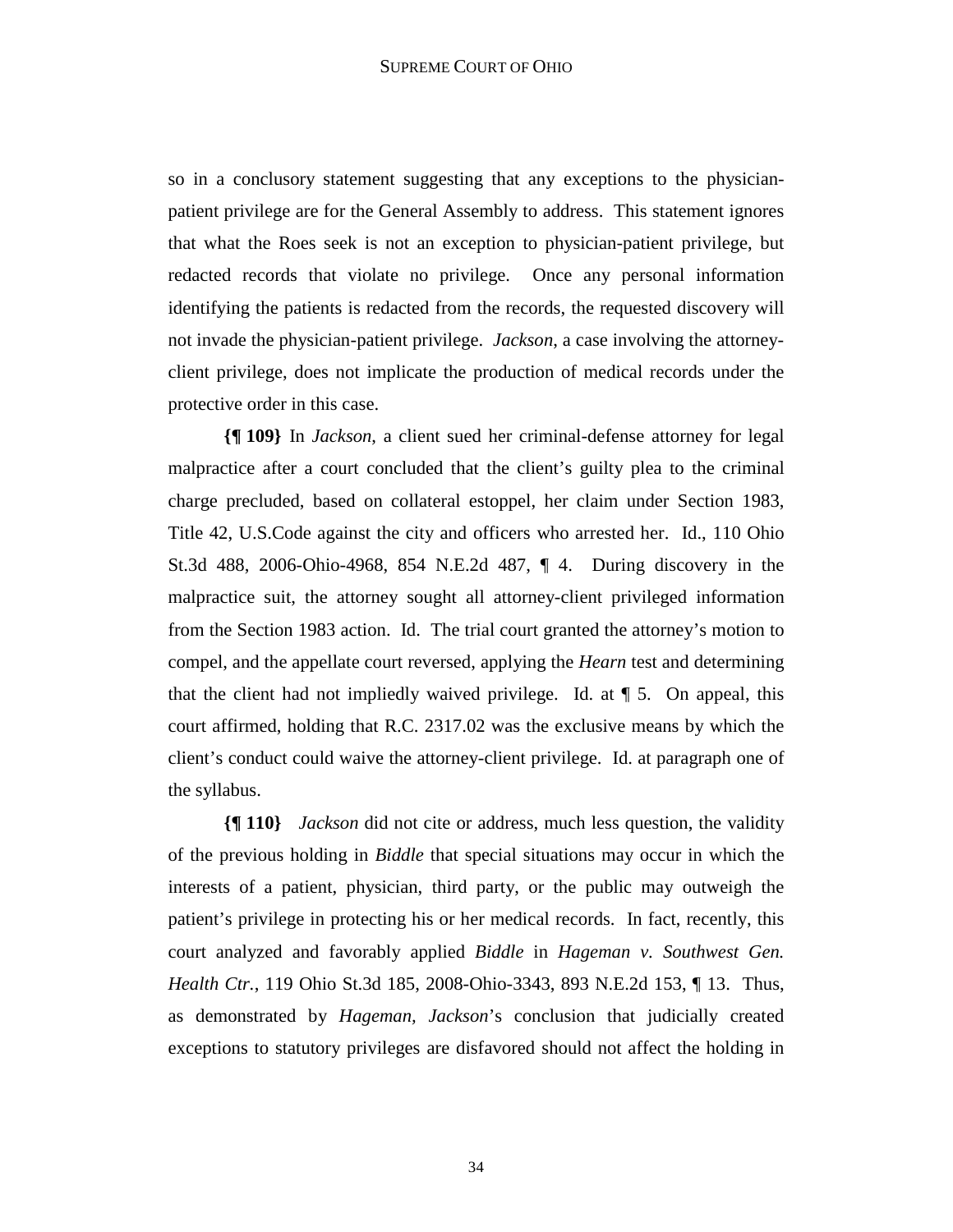so in a conclusory statement suggesting that any exceptions to the physician-patient privilege are for the General Assembly to address. This statement ignores that what the Roes seek is not an exception to physician-patient privilege, but redacted records that violate no privilege. Once any personal information identifying the patients is redacted from the records, the requested discovery will not invade the physician-patient privilege. *Jackson,* a case involving the attorney-client privilege, does not implicate the production of medical records under the protective order in this case.

**{¶ 109}** In *Jackson*, a client sued her criminal-defense attorney for legal malpractice after a court concluded that the client's guilty plea to the criminal charge precluded, based on collateral estoppel, her claim under Section 1983, Title 42, U.S.Code against the city and officers who arrested her. Id., 110 Ohio St.3d 488, 2006-Ohio-4968, 854 N.E.2d 487, ¶ 4. During discovery in the malpractice suit, the attorney sought all attorney-client privileged information from the Section 1983 action. Id. The trial court granted the attorney's motion to compel, and the appellate court reversed, applying the *Hearn* test and determining that the client had not impliedly waived privilege. Id. at ¶ 5. On appeal, this court affirmed, holding that R.C. 2317.02 was the exclusive means by which the client's conduct could waive the attorney-client privilege. Id. at paragraph one of the syllabus.

**{¶ 110}** *Jackson* did not cite or address, much less question, the validity of the previous holding in *Biddle* that special situations may occur in which the interests of a patient, physician, third party, or the public may outweigh the patient's privilege in protecting his or her medical records. In fact, recently, this court analyzed and favorably applied *Biddle* in *Hageman v. Southwest Gen. Health Ctr.*, 119 Ohio St.3d 185, 2008-Ohio-3343, 893 N.E.2d 153, ¶ 13. Thus, as demonstrated by *Hageman*, *Jackson*'s conclusion that judicially created exceptions to statutory privileges are disfavored should not affect the holding in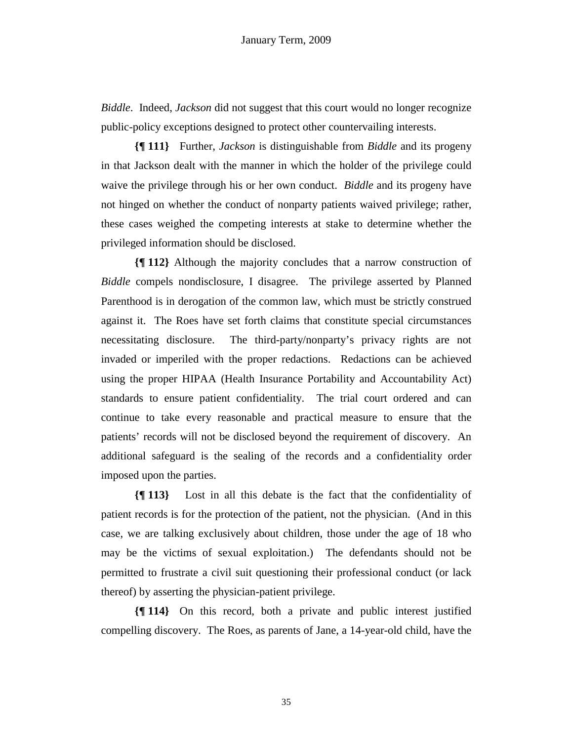*Biddle*. Indeed, *Jackson* did not suggest that this court would no longer recognize public-policy exceptions designed to protect other countervailing interests.

**{¶ 111}** Further, *Jackson* is distinguishable from *Biddle* and its progeny in that Jackson dealt with the manner in which the holder of the privilege could waive the privilege through his or her own conduct. *Biddle* and its progeny have not hinged on whether the conduct of nonparty patients waived privilege; rather, these cases weighed the competing interests at stake to determine whether the privileged information should be disclosed.

**{¶ 112}** Although the majority concludes that a narrow construction of *Biddle* compels nondisclosure, I disagree. The privilege asserted by Planned Parenthood is in derogation of the common law, which must be strictly construed against it. The Roes have set forth claims that constitute special circumstances necessitating disclosure. The third-party/nonparty's privacy rights are not invaded or imperiled with the proper redactions. Redactions can be achieved using the proper HIPAA (Health Insurance Portability and Accountability Act) standards to ensure patient confidentiality. The trial court ordered and can continue to take every reasonable and practical measure to ensure that the patients' records will not be disclosed beyond the requirement of discovery. An additional safeguard is the sealing of the records and a confidentiality order imposed upon the parties.

**{¶ 113}** Lost in all this debate is the fact that the confidentiality of patient records is for the protection of the patient, not the physician. (And in this case, we are talking exclusively about children, those under the age of 18 who may be the victims of sexual exploitation.) The defendants should not be permitted to frustrate a civil suit questioning their professional conduct (or lack thereof) by asserting the physician-patient privilege.

**{¶ 114}** On this record, both a private and public interest justified compelling discovery. The Roes, as parents of Jane, a 14-year-old child, have the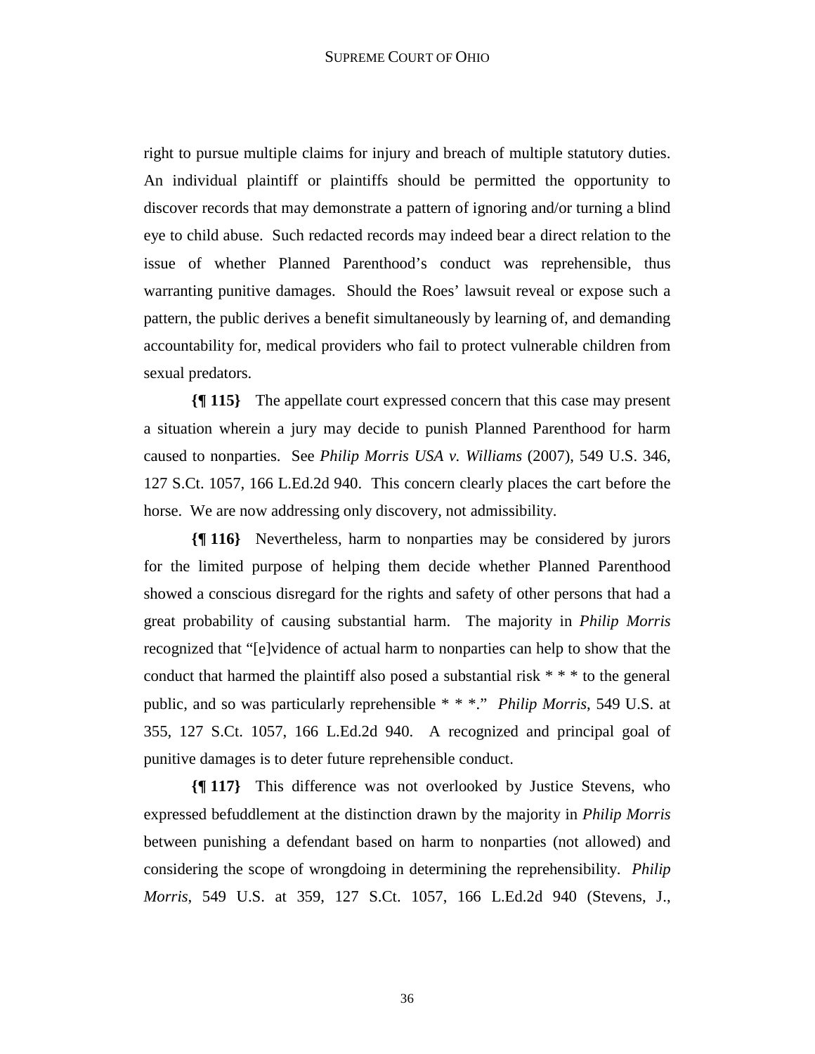right to pursue multiple claims for injury and breach of multiple statutory duties. An individual plaintiff or plaintiffs should be permitted the opportunity to discover records that may demonstrate a pattern of ignoring and/or turning a blind eye to child abuse. Such redacted records may indeed bear a direct relation to the issue of whether Planned Parenthood's conduct was reprehensible, thus warranting punitive damages. Should the Roes' lawsuit reveal or expose such a pattern, the public derives a benefit simultaneously by learning of, and demanding accountability for, medical providers who fail to protect vulnerable children from sexual predators.

**{¶ 115}** The appellate court expressed concern that this case may present a situation wherein a jury may decide to punish Planned Parenthood for harm caused to nonparties. See *Philip Morris USA v. Williams* (2007), 549 U.S. 346, 127 S.Ct. 1057, 166 L.Ed.2d 940. This concern clearly places the cart before the horse. We are now addressing only discovery, not admissibility.

**{¶ 116}** Nevertheless, harm to nonparties may be considered by jurors for the limited purpose of helping them decide whether Planned Parenthood showed a conscious disregard for the rights and safety of other persons that had a great probability of causing substantial harm. The majority in *Philip Morris* recognized that "[e]vidence of actual harm to nonparties can help to show that the conduct that harmed the plaintiff also posed a substantial risk * * * to the general public, and so was particularly reprehensible * * *." *Philip Morris*, 549 U.S. at 355, 127 S.Ct. 1057, 166 L.Ed.2d 940. A recognized and principal goal of punitive damages is to deter future reprehensible conduct.

**{¶ 117}** This difference was not overlooked by Justice Stevens, who expressed befuddlement at the distinction drawn by the majority in *Philip Morris* between punishing a defendant based on harm to nonparties (not allowed) and considering the scope of wrongdoing in determining the reprehensibility. *Philip Morris*, 549 U.S. at 359, 127 S.Ct. 1057, 166 L.Ed.2d 940 (Stevens, J.,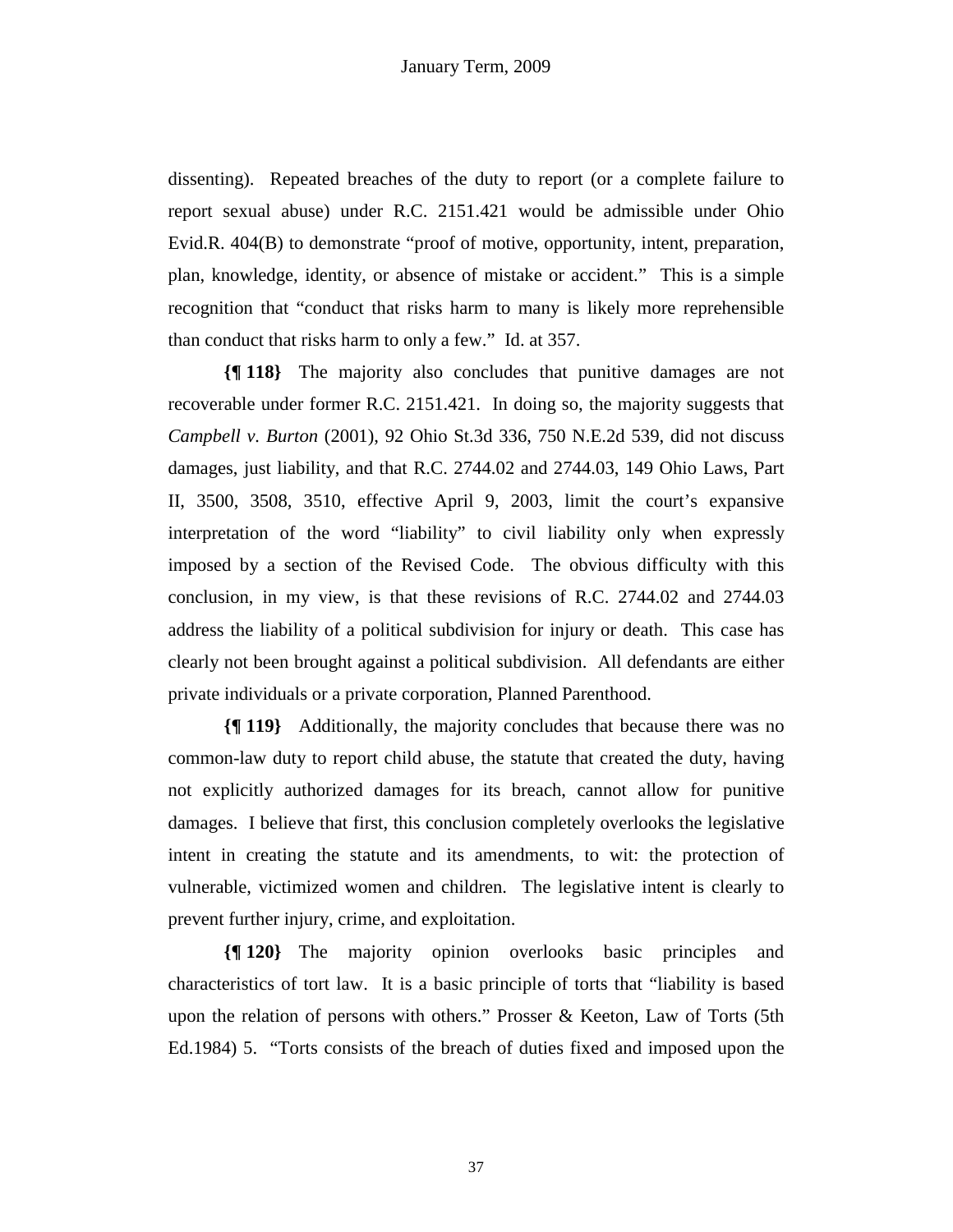dissenting). Repeated breaches of the duty to report (or a complete failure to report sexual abuse) under R.C. 2151.421 would be admissible under Ohio Evid.R. 404(B) to demonstrate "proof of motive, opportunity, intent, preparation, plan, knowledge, identity, or absence of mistake or accident." This is a simple recognition that "conduct that risks harm to many is likely more reprehensible than conduct that risks harm to only a few." Id. at 357.

**{¶ 118}** The majority also concludes that punitive damages are not recoverable under former R.C. 2151.421. In doing so, the majority suggests that *Campbell v. Burton* (2001), 92 Ohio St.3d 336, 750 N.E.2d 539, did not discuss damages, just liability, and that R.C. 2744.02 and 2744.03, 149 Ohio Laws, Part II, 3500, 3508, 3510, effective April 9, 2003, limit the court's expansive interpretation of the word "liability" to civil liability only when expressly imposed by a section of the Revised Code. The obvious difficulty with this conclusion, in my view, is that these revisions of R.C. 2744.02 and 2744.03 address the liability of a political subdivision for injury or death. This case has clearly not been brought against a political subdivision. All defendants are either private individuals or a private corporation, Planned Parenthood.

**{¶ 119}** Additionally, the majority concludes that because there was no common-law duty to report child abuse, the statute that created the duty, having not explicitly authorized damages for its breach, cannot allow for punitive damages. I believe that first, this conclusion completely overlooks the legislative intent in creating the statute and its amendments, to wit: the protection of vulnerable, victimized women and children. The legislative intent is clearly to prevent further injury, crime, and exploitation.

**{¶ 120}** The majority opinion overlooks basic principles and characteristics of tort law. It is a basic principle of torts that "liability is based upon the relation of persons with others." Prosser & Keeton, Law of Torts (5th Ed.1984) 5. "Torts consists of the breach of duties fixed and imposed upon the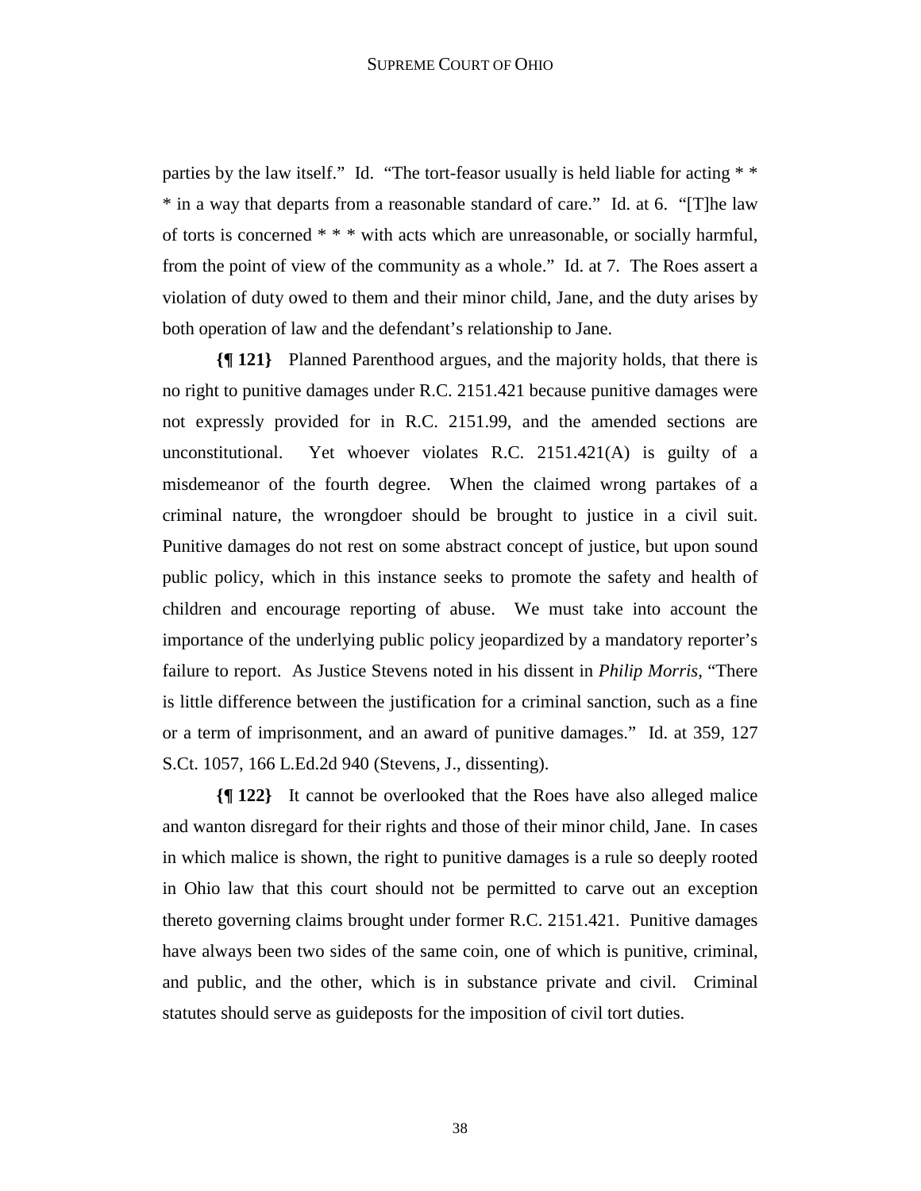parties by the law itself." Id. "The tort-feasor usually is held liable for acting * * * in a way that departs from a reasonable standard of care." Id. at 6. "[T]he law of torts is concerned * * * with acts which are unreasonable, or socially harmful, from the point of view of the community as a whole." Id. at 7. The Roes assert a violation of duty owed to them and their minor child, Jane, and the duty arises by both operation of law and the defendant's relationship to Jane.

**{¶ 121}** Planned Parenthood argues, and the majority holds, that there is no right to punitive damages under R.C. 2151.421 because punitive damages were not expressly provided for in R.C. 2151.99, and the amended sections are unconstitutional. Yet whoever violates R.C. 2151.421(A) is guilty of a misdemeanor of the fourth degree. When the claimed wrong partakes of a criminal nature, the wrongdoer should be brought to justice in a civil suit. Punitive damages do not rest on some abstract concept of justice, but upon sound public policy, which in this instance seeks to promote the safety and health of children and encourage reporting of abuse. We must take into account the importance of the underlying public policy jeopardized by a mandatory reporter's failure to report. As Justice Stevens noted in his dissent in *Philip Morris*, "There is little difference between the justification for a criminal sanction, such as a fine or a term of imprisonment, and an award of punitive damages." Id. at 359, 127 S.Ct. 1057, 166 L.Ed.2d 940 (Stevens, J., dissenting).

**{¶ 122}** It cannot be overlooked that the Roes have also alleged malice and wanton disregard for their rights and those of their minor child, Jane. In cases in which malice is shown, the right to punitive damages is a rule so deeply rooted in Ohio law that this court should not be permitted to carve out an exception thereto governing claims brought under former R.C. 2151.421. Punitive damages have always been two sides of the same coin, one of which is punitive, criminal, and public, and the other, which is in substance private and civil. Criminal statutes should serve as guideposts for the imposition of civil tort duties.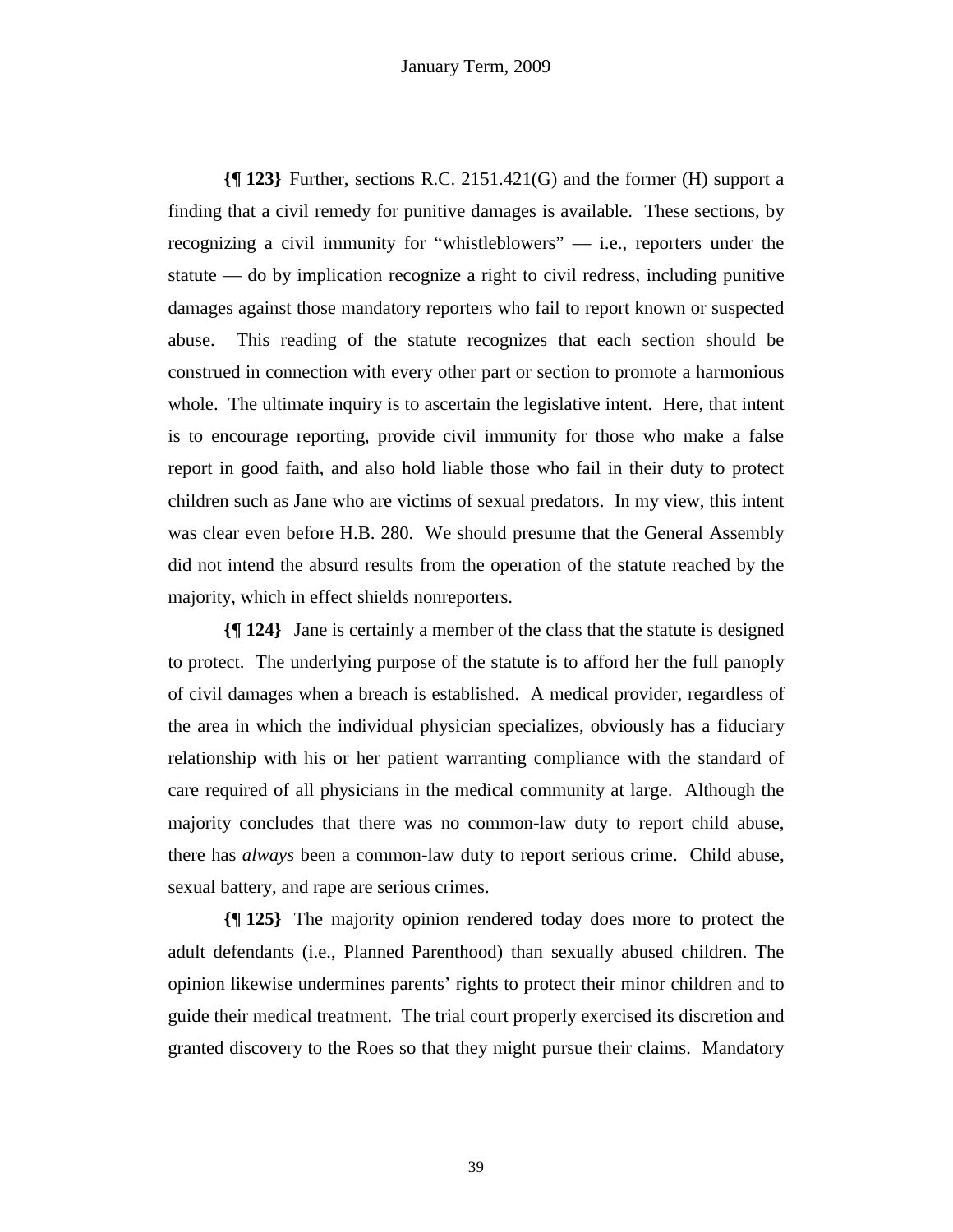**{¶ 123}** Further, sections R.C. 2151.421(G) and the former (H) support a finding that a civil remedy for punitive damages is available. These sections, by recognizing a civil immunity for "whistleblowers" — i.e., reporters under the statute — do by implication recognize a right to civil redress, including punitive damages against those mandatory reporters who fail to report known or suspected abuse. This reading of the statute recognizes that each section should be construed in connection with every other part or section to promote a harmonious whole. The ultimate inquiry is to ascertain the legislative intent. Here, that intent is to encourage reporting, provide civil immunity for those who make a false report in good faith, and also hold liable those who fail in their duty to protect children such as Jane who are victims of sexual predators. In my view, this intent was clear even before H.B. 280. We should presume that the General Assembly did not intend the absurd results from the operation of the statute reached by the majority, which in effect shields nonreporters.

**{¶ 124}** Jane is certainly a member of the class that the statute is designed to protect. The underlying purpose of the statute is to afford her the full panoply of civil damages when a breach is established. A medical provider, regardless of the area in which the individual physician specializes, obviously has a fiduciary relationship with his or her patient warranting compliance with the standard of care required of all physicians in the medical community at large. Although the majority concludes that there was no common-law duty to report child abuse, there has *always* been a common-law duty to report serious crime. Child abuse, sexual battery, and rape are serious crimes.

**{¶ 125}** The majority opinion rendered today does more to protect the adult defendants (i.e., Planned Parenthood) than sexually abused children. The opinion likewise undermines parents' rights to protect their minor children and to guide their medical treatment. The trial court properly exercised its discretion and granted discovery to the Roes so that they might pursue their claims. Mandatory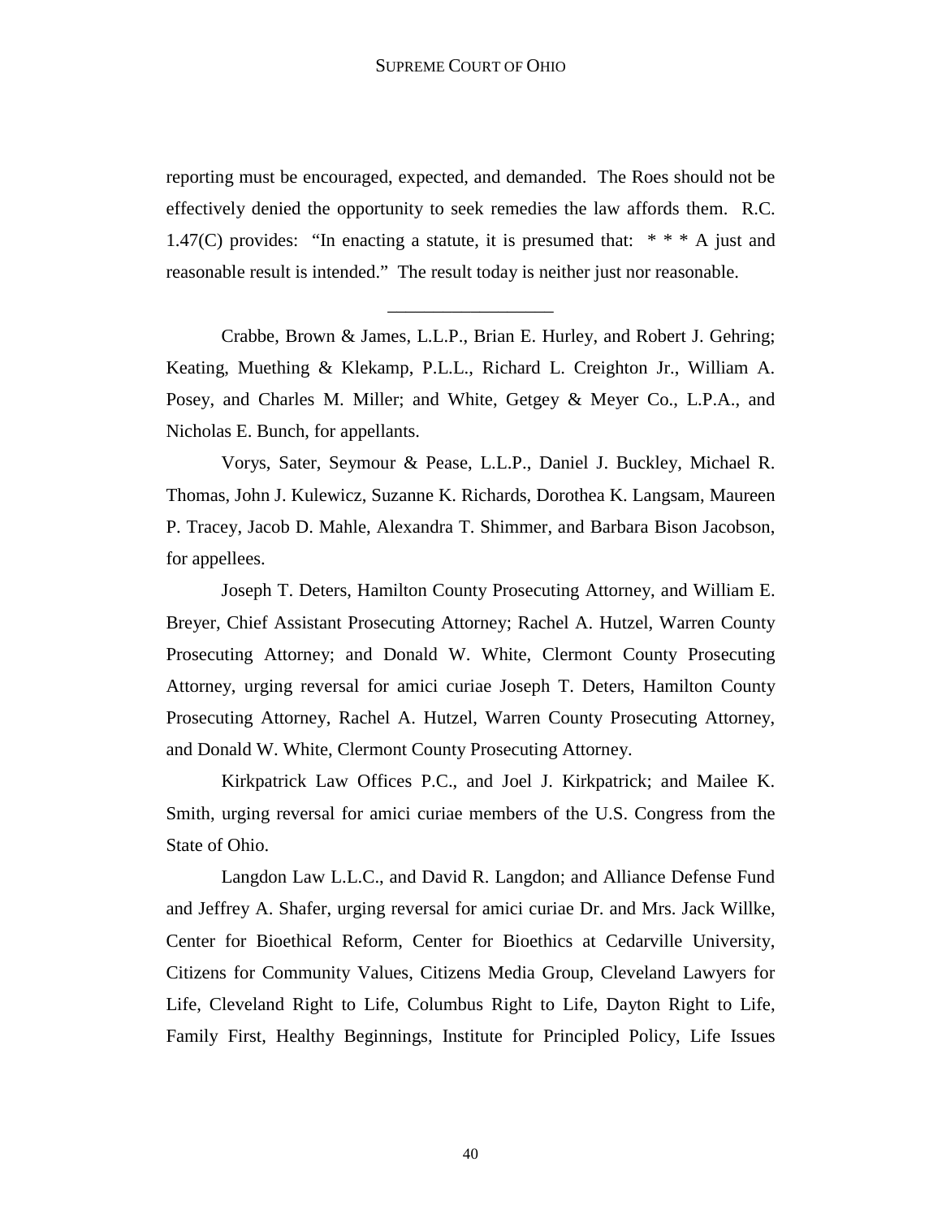reporting must be encouraged, expected, and demanded. The Roes should not be effectively denied the opportunity to seek remedies the law affords them. R.C. 1.47(C) provides: "In enacting a statute, it is presumed that: * * * A just and reasonable result is intended." The result today is neither just nor reasonable.

---

Crabbe, Brown & James, L.L.P., Brian E. Hurley, and Robert J. Gehring; Keating, Muething & Klekamp, P.L.L., Richard L. Creighton Jr., William A. Posey, and Charles M. Miller; and White, Getgey & Meyer Co., L.P.A., and Nicholas E. Bunch, for appellants.

Vorys, Sater, Seymour & Pease, L.L.P., Daniel J. Buckley, Michael R. Thomas, John J. Kulewicz, Suzanne K. Richards, Dorothea K. Langsam, Maureen P. Tracey, Jacob D. Mahle, Alexandra T. Shimmer, and Barbara Bison Jacobson, for appellees.

Joseph T. Deters, Hamilton County Prosecuting Attorney, and William E. Breyer, Chief Assistant Prosecuting Attorney; Rachel A. Hutzel, Warren County Prosecuting Attorney; and Donald W. White, Clermont County Prosecuting Attorney, urging reversal for amici curiae Joseph T. Deters, Hamilton County Prosecuting Attorney, Rachel A. Hutzel, Warren County Prosecuting Attorney, and Donald W. White, Clermont County Prosecuting Attorney.

Kirkpatrick Law Offices P.C., and Joel J. Kirkpatrick; and Mailee K. Smith, urging reversal for amici curiae members of the U.S. Congress from the State of Ohio.

Langdon Law L.L.C., and David R. Langdon; and Alliance Defense Fund and Jeffrey A. Shafer, urging reversal for amici curiae Dr. and Mrs. Jack Willke, Center for Bioethical Reform, Center for Bioethics at Cedarville University, Citizens for Community Values, Citizens Media Group, Cleveland Lawyers for Life, Cleveland Right to Life, Columbus Right to Life, Dayton Right to Life, Family First, Healthy Beginnings, Institute for Principled Policy, Life Issues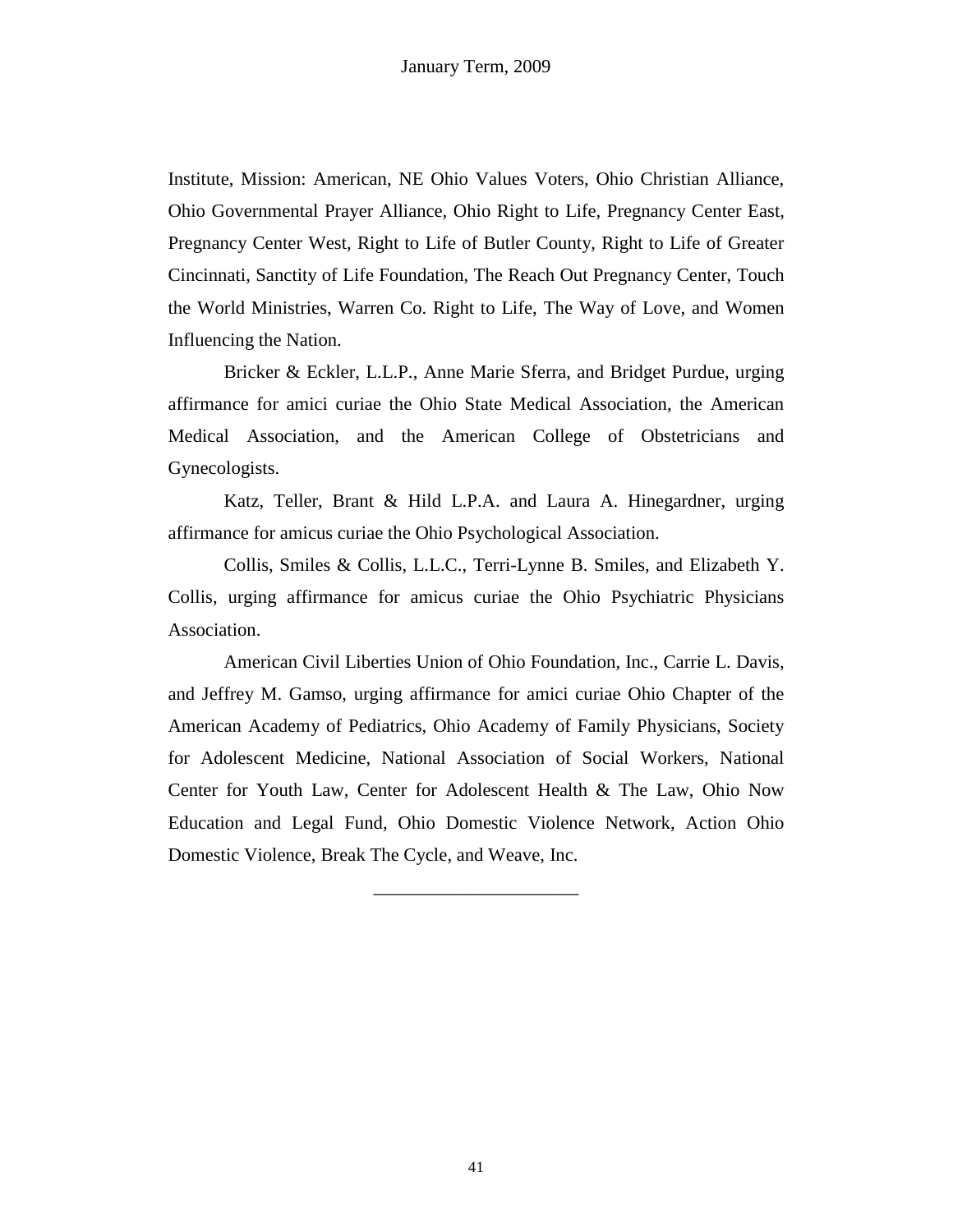Institute, Mission: American, NE Ohio Values Voters, Ohio Christian Alliance, Ohio Governmental Prayer Alliance, Ohio Right to Life, Pregnancy Center East, Pregnancy Center West, Right to Life of Butler County, Right to Life of Greater Cincinnati, Sanctity of Life Foundation, The Reach Out Pregnancy Center, Touch the World Ministries, Warren Co. Right to Life, The Way of Love, and Women Influencing the Nation.

Bricker & Eckler, L.L.P., Anne Marie Sferra, and Bridget Purdue, urging affirmance for amici curiae the Ohio State Medical Association, the American Medical Association, and the American College of Obstetricians and Gynecologists.

Katz, Teller, Brant & Hild L.P.A. and Laura A. Hinegardner, urging affirmance for amicus curiae the Ohio Psychological Association.

Collis, Smiles & Collis, L.L.C., Terri-Lynne B. Smiles, and Elizabeth Y. Collis, urging affirmance for amicus curiae the Ohio Psychiatric Physicians Association.

American Civil Liberties Union of Ohio Foundation, Inc., Carrie L. Davis, and Jeffrey M. Gamso, urging affirmance for amici curiae Ohio Chapter of the American Academy of Pediatrics, Ohio Academy of Family Physicians, Society for Adolescent Medicine, National Association of Social Workers, National Center for Youth Law, Center for Adolescent Health & The Law, Ohio Now Education and Legal Fund, Ohio Domestic Violence Network, Action Ohio Domestic Violence, Break The Cycle, and Weave, Inc.

______________________